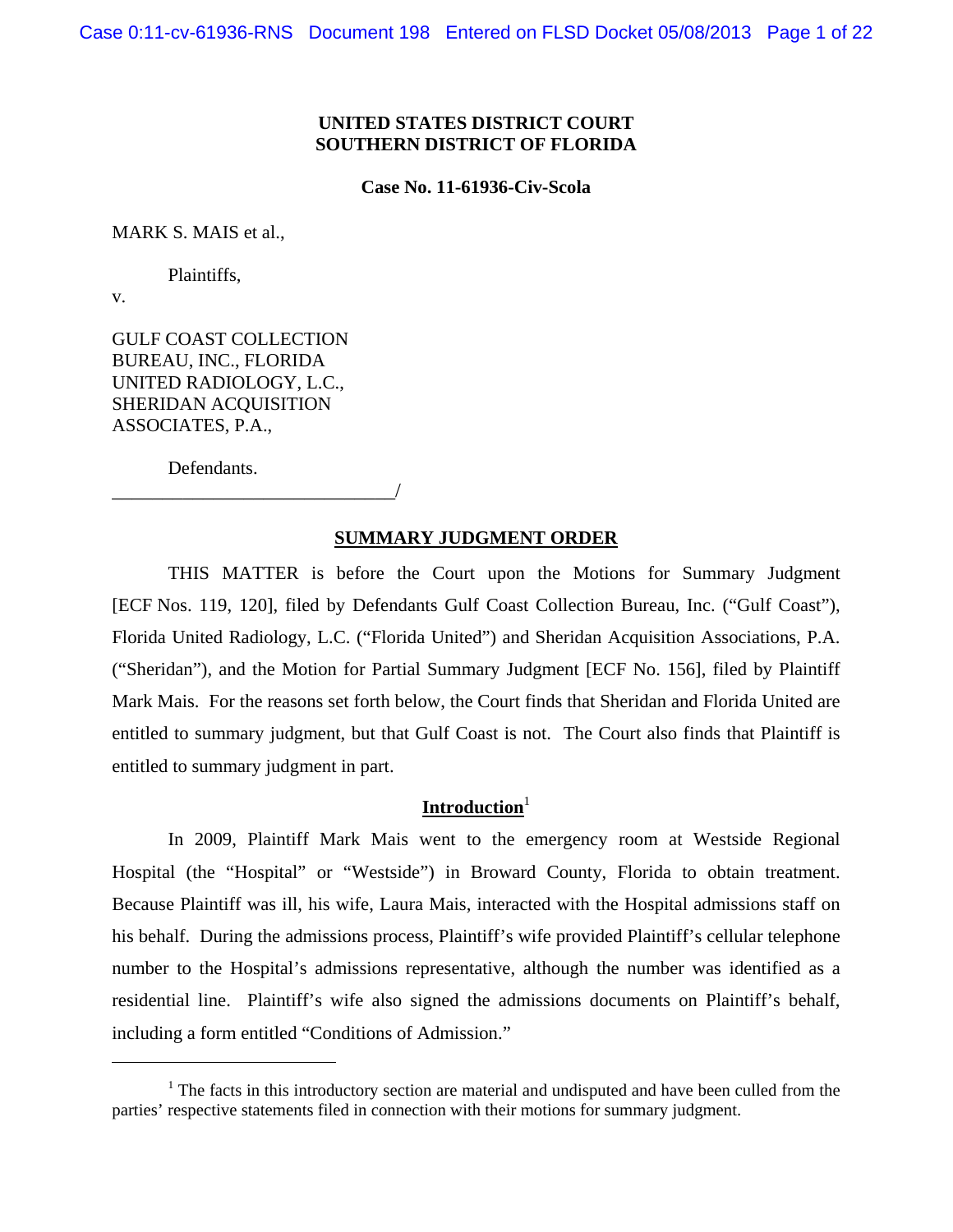**UNITED STATES DISTRICT COURT**
**SOUTHERN DISTRICT OF FLORIDA**

**Case No. 11-61936-Civ-Scola**

MARK S. MAIS et al.,

Plaintiffs,

v.

GULF COAST COLLECTION BUREAU, INC., FLORIDA UNITED RADIOLOGY, L.C., SHERIDAN ACQUISITION ASSOCIATES, P.A.,

Defendants.
_______________________________/

## SUMMARY JUDGMENT ORDER

THIS MATTER is before the Court upon the Motions for Summary Judgment [ECF Nos. 119, 120], filed by Defendants Gulf Coast Collection Bureau, Inc. ("Gulf Coast"), Florida United Radiology, L.C. ("Florida United") and Sheridan Acquisition Associations, P.A. ("Sheridan"), and the Motion for Partial Summary Judgment [ECF No. 156], filed by Plaintiff Mark Mais. For the reasons set forth below, the Court finds that Sheridan and Florida United are entitled to summary judgment, but that Gulf Coast is not. The Court also finds that Plaintiff is entitled to summary judgment in part.

## Introduction[1]

In 2009, Plaintiff Mark Mais went to the emergency room at Westside Regional Hospital (the "Hospital" or "Westside") in Broward County, Florida to obtain treatment. Because Plaintiff was ill, his wife, Laura Mais, interacted with the Hospital admissions staff on his behalf. During the admissions process, Plaintiff's wife provided Plaintiff's cellular telephone number to the Hospital's admissions representative, although the number was identified as a residential line. Plaintiff's wife also signed the admissions documents on Plaintiff's behalf, including a form entitled "Conditions of Admission."

---

[1] The facts in this introductory section are material and undisputed and have been culled from the parties' respective statements filed in connection with their motions for summary judgment.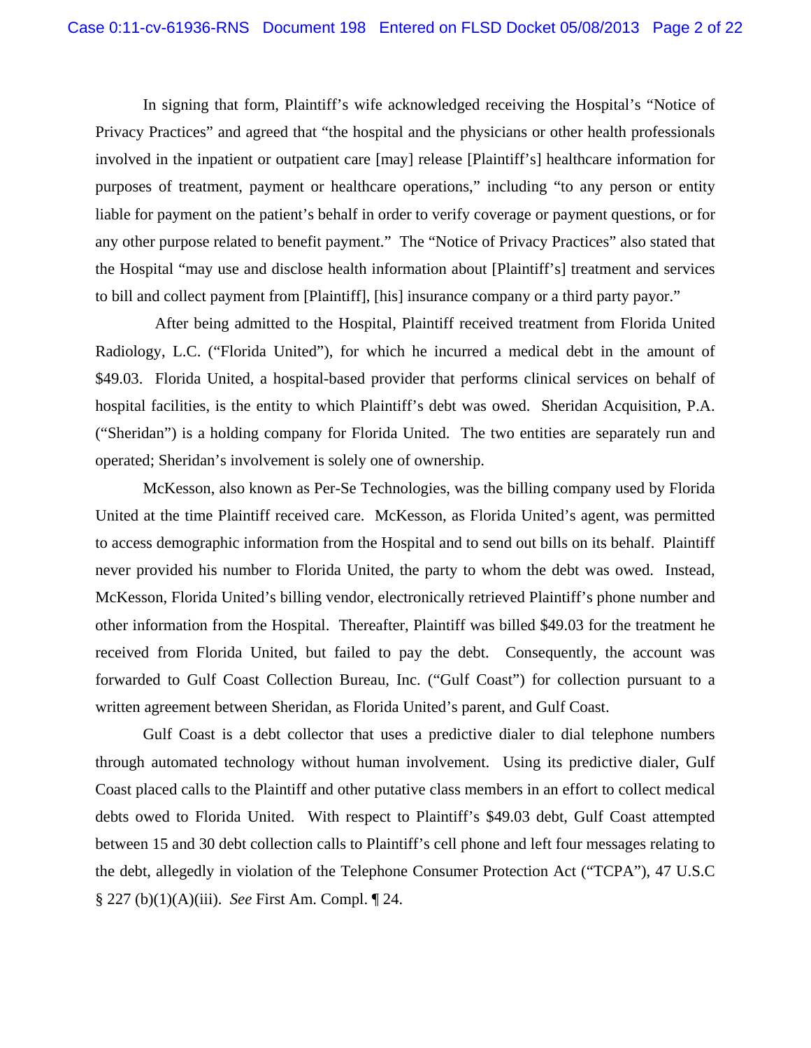In signing that form, Plaintiff's wife acknowledged receiving the Hospital's "Notice of Privacy Practices" and agreed that "the hospital and the physicians or other health professionals involved in the inpatient or outpatient care [may] release [Plaintiff's] healthcare information for purposes of treatment, payment or healthcare operations," including "to any person or entity liable for payment on the patient's behalf in order to verify coverage or payment questions, or for any other purpose related to benefit payment." The "Notice of Privacy Practices" also stated that the Hospital "may use and disclose health information about [Plaintiff's] treatment and services to bill and collect payment from [Plaintiff], [his] insurance company or a third party payor."

After being admitted to the Hospital, Plaintiff received treatment from Florida United Radiology, L.C. ("Florida United"), for which he incurred a medical debt in the amount of $49.03. Florida United, a hospital-based provider that performs clinical services on behalf of hospital facilities, is the entity to which Plaintiff's debt was owed. Sheridan Acquisition, P.A. ("Sheridan") is a holding company for Florida United. The two entities are separately run and operated; Sheridan's involvement is solely one of ownership.

McKesson, also known as Per-Se Technologies, was the billing company used by Florida United at the time Plaintiff received care. McKesson, as Florida United's agent, was permitted to access demographic information from the Hospital and to send out bills on its behalf. Plaintiff never provided his number to Florida United, the party to whom the debt was owed. Instead, McKesson, Florida United's billing vendor, electronically retrieved Plaintiff's phone number and other information from the Hospital. Thereafter, Plaintiff was billed $49.03 for the treatment he received from Florida United, but failed to pay the debt. Consequently, the account was forwarded to Gulf Coast Collection Bureau, Inc. ("Gulf Coast") for collection pursuant to a written agreement between Sheridan, as Florida United's parent, and Gulf Coast.

Gulf Coast is a debt collector that uses a predictive dialer to dial telephone numbers through automated technology without human involvement. Using its predictive dialer, Gulf Coast placed calls to the Plaintiff and other putative class members in an effort to collect medical debts owed to Florida United. With respect to Plaintiff's $49.03 debt, Gulf Coast attempted between 15 and 30 debt collection calls to Plaintiff's cell phone and left four messages relating to the debt, allegedly in violation of the Telephone Consumer Protection Act ("TCPA"), 47 U.S.C § 227 (b)(1)(A)(iii). *See* First Am. Compl. ¶ 24.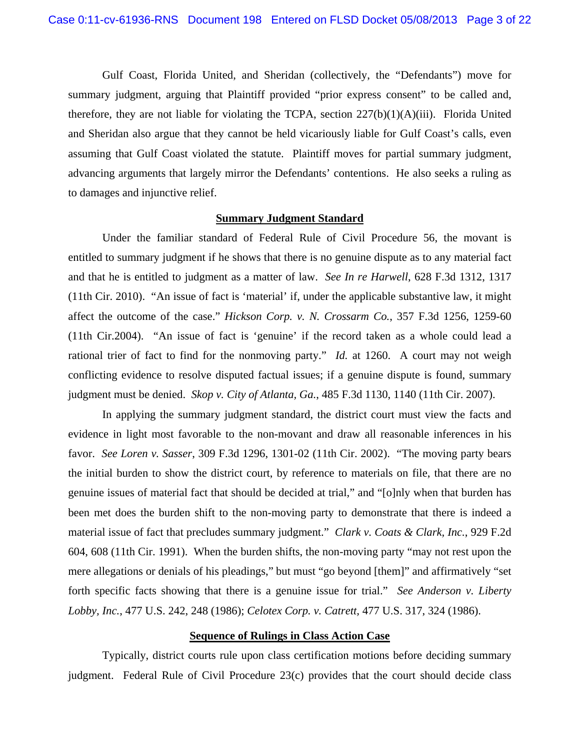Gulf Coast, Florida United, and Sheridan (collectively, the "Defendants") move for summary judgment, arguing that Plaintiff provided "prior express consent" to be called and, therefore, they are not liable for violating the TCPA, section 227(b)(1)(A)(iii). Florida United and Sheridan also argue that they cannot be held vicariously liable for Gulf Coast's calls, even assuming that Gulf Coast violated the statute. Plaintiff moves for partial summary judgment, advancing arguments that largely mirror the Defendants' contentions. He also seeks a ruling as to damages and injunctive relief.

**Summary Judgment Standard**

Under the familiar standard of Federal Rule of Civil Procedure 56, the movant is entitled to summary judgment if he shows that there is no genuine dispute as to any material fact and that he is entitled to judgment as a matter of law. *See In re Harwell*, 628 F.3d 1312, 1317 (11th Cir. 2010). "An issue of fact is 'material' if, under the applicable substantive law, it might affect the outcome of the case." *Hickson Corp. v. N. Crossarm Co.*, 357 F.3d 1256, 1259-60 (11th Cir.2004). "An issue of fact is 'genuine' if the record taken as a whole could lead a rational trier of fact to find for the nonmoving party." *Id.* at 1260. A court may not weigh conflicting evidence to resolve disputed factual issues; if a genuine dispute is found, summary judgment must be denied. *Skop v. City of Atlanta, Ga.*, 485 F.3d 1130, 1140 (11th Cir. 2007).

In applying the summary judgment standard, the district court must view the facts and evidence in light most favorable to the non-movant and draw all reasonable inferences in his favor. *See Loren v. Sasser*, 309 F.3d 1296, 1301-02 (11th Cir. 2002). "The moving party bears the initial burden to show the district court, by reference to materials on file, that there are no genuine issues of material fact that should be decided at trial," and "[o]nly when that burden has been met does the burden shift to the non-moving party to demonstrate that there is indeed a material issue of fact that precludes summary judgment." *Clark v. Coats & Clark, Inc.*, 929 F.2d 604, 608 (11th Cir. 1991). When the burden shifts, the non-moving party "may not rest upon the mere allegations or denials of his pleadings," but must "go beyond [them]" and affirmatively "set forth specific facts showing that there is a genuine issue for trial." *See Anderson v. Liberty Lobby, Inc.*, 477 U.S. 242, 248 (1986); *Celotex Corp. v. Catrett*, 477 U.S. 317, 324 (1986).

**Sequence of Rulings in Class Action Case**

Typically, district courts rule upon class certification motions before deciding summary judgment. Federal Rule of Civil Procedure 23(c) provides that the court should decide class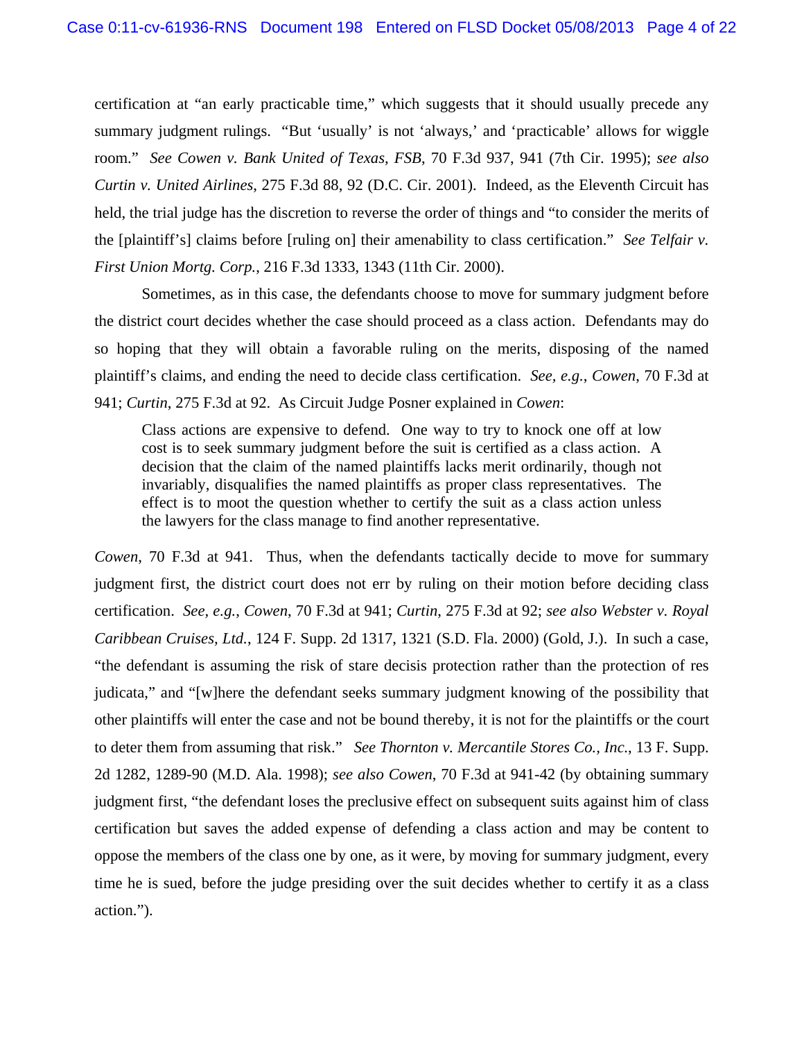certification at "an early practicable time," which suggests that it should usually precede any summary judgment rulings. "But 'usually' is not 'always,' and 'practicable' allows for wiggle room." *See Cowen v. Bank United of Texas, FSB*, 70 F.3d 937, 941 (7th Cir. 1995); *see also Curtin v. United Airlines*, 275 F.3d 88, 92 (D.C. Cir. 2001). Indeed, as the Eleventh Circuit has held, the trial judge has the discretion to reverse the order of things and "to consider the merits of the [plaintiff's] claims before [ruling on] their amenability to class certification." *See Telfair v. First Union Mortg. Corp.*, 216 F.3d 1333, 1343 (11th Cir. 2000).

Sometimes, as in this case, the defendants choose to move for summary judgment before the district court decides whether the case should proceed as a class action. Defendants may do so hoping that they will obtain a favorable ruling on the merits, disposing of the named plaintiff's claims, and ending the need to decide class certification. *See, e.g.*, *Cowen*, 70 F.3d at 941; *Curtin*, 275 F.3d at 92. As Circuit Judge Posner explained in *Cowen*:

> Class actions are expensive to defend. One way to try to knock one off at low cost is to seek summary judgment before the suit is certified as a class action. A decision that the claim of the named plaintiffs lacks merit ordinarily, though not invariably, disqualifies the named plaintiffs as proper class representatives. The effect is to moot the question whether to certify the suit as a class action unless the lawyers for the class manage to find another representative.

*Cowen*, 70 F.3d at 941. Thus, when the defendants tactically decide to move for summary judgment first, the district court does not err by ruling on their motion before deciding class certification. *See, e.g.*, *Cowen*, 70 F.3d at 941; *Curtin*, 275 F.3d at 92; *see also Webster v. Royal Caribbean Cruises, Ltd.*, 124 F. Supp. 2d 1317, 1321 (S.D. Fla. 2000) (Gold, J.). In such a case, "the defendant is assuming the risk of stare decisis protection rather than the protection of res judicata," and "[w]here the defendant seeks summary judgment knowing of the possibility that other plaintiffs will enter the case and not be bound thereby, it is not for the plaintiffs or the court to deter them from assuming that risk." *See Thornton v. Mercantile Stores Co., Inc.*, 13 F. Supp. 2d 1282, 1289-90 (M.D. Ala. 1998); *see also Cowen*, 70 F.3d at 941-42 (by obtaining summary judgment first, "the defendant loses the preclusive effect on subsequent suits against him of class certification but saves the added expense of defending a class action and may be content to oppose the members of the class one by one, as it were, by moving for summary judgment, every time he is sued, before the judge presiding over the suit decides whether to certify it as a class action.").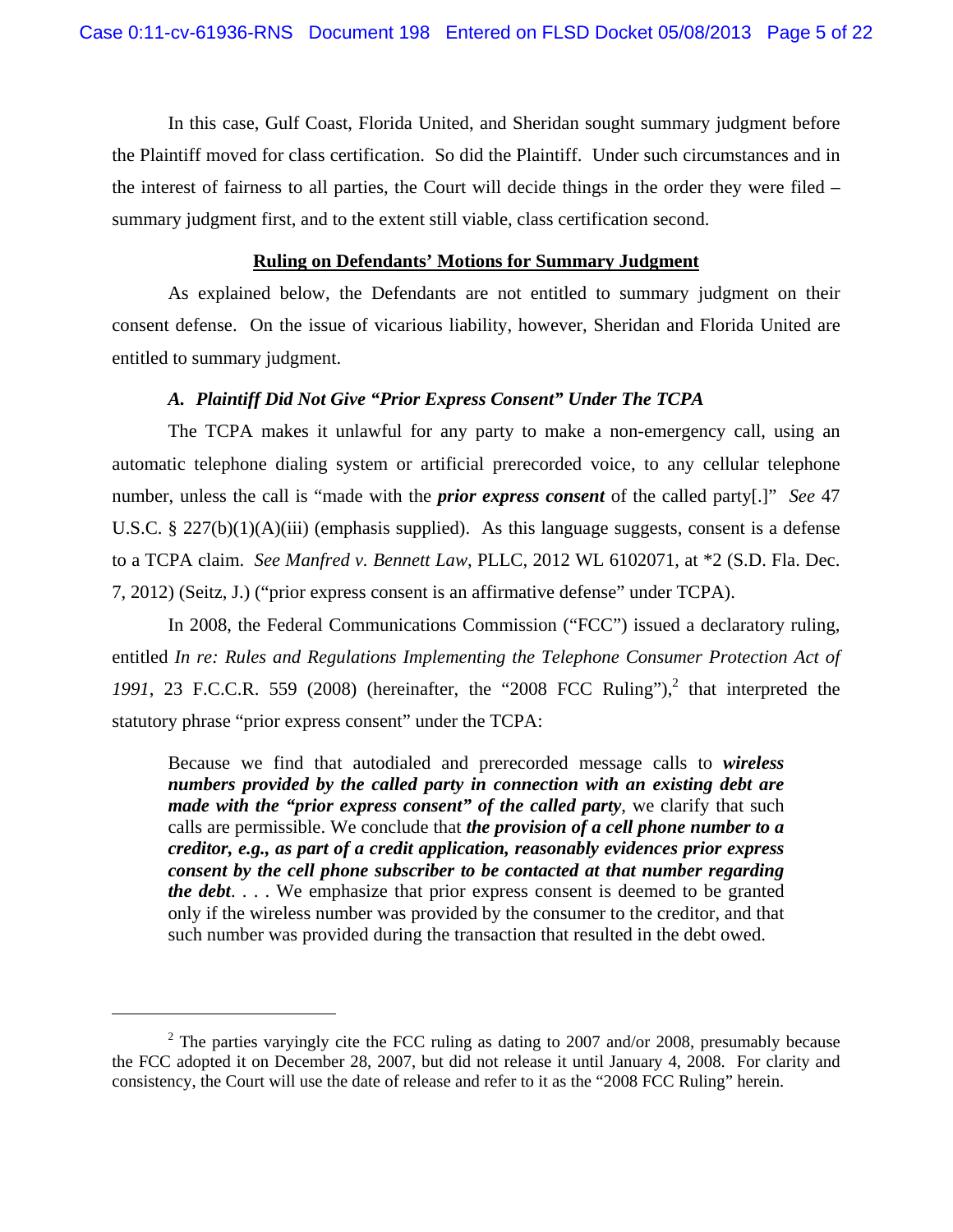In this case, Gulf Coast, Florida United, and Sheridan sought summary judgment before the Plaintiff moved for class certification. So did the Plaintiff. Under such circumstances and in the interest of fairness to all parties, the Court will decide things in the order they were filed – summary judgment first, and to the extent still viable, class certification second.

**Ruling on Defendants' Motions for Summary Judgment**

As explained below, the Defendants are not entitled to summary judgment on their consent defense. On the issue of vicarious liability, however, Sheridan and Florida United are entitled to summary judgment.

***A. Plaintiff Did Not Give "Prior Express Consent" Under The TCPA***

The TCPA makes it unlawful for any party to make a non-emergency call, using an automatic telephone dialing system or artificial prerecorded voice, to any cellular telephone number, unless the call is "made with the ***prior express consent*** of the called party[.]" *See* 47 U.S.C. § 227(b)(1)(A)(iii) (emphasis supplied). As this language suggests, consent is a defense to a TCPA claim. *See Manfred v. Bennett Law*, PLLC, 2012 WL 6102071, at *2 (S.D. Fla. Dec. 7, 2012) (Seitz, J.) ("prior express consent is an affirmative defense" under TCPA).

In 2008, the Federal Communications Commission ("FCC") issued a declaratory ruling, entitled *In re: Rules and Regulations Implementing the Telephone Consumer Protection Act of 1991*, 23 F.C.C.R. 559 (2008) (hereinafter, the "2008 FCC Ruling"),[2] that interpreted the statutory phrase "prior express consent" under the TCPA:

> Because we find that autodialed and prerecorded message calls to ***wireless numbers provided by the called party in connection with an existing debt are made with the "prior express consent" of the called party***, we clarify that such calls are permissible. We conclude that ***the provision of a cell phone number to a creditor, e.g., as part of a credit application, reasonably evidences prior express consent by the cell phone subscriber to be contacted at that number regarding the debt***. . . . We emphasize that prior express consent is deemed to be granted only if the wireless number was provided by the consumer to the creditor, and that such number was provided during the transaction that resulted in the debt owed.

[2] The parties varyingly cite the FCC ruling as dating to 2007 and/or 2008, presumably because the FCC adopted it on December 28, 2007, but did not release it until January 4, 2008. For clarity and consistency, the Court will use the date of release and refer to it as the "2008 FCC Ruling" herein.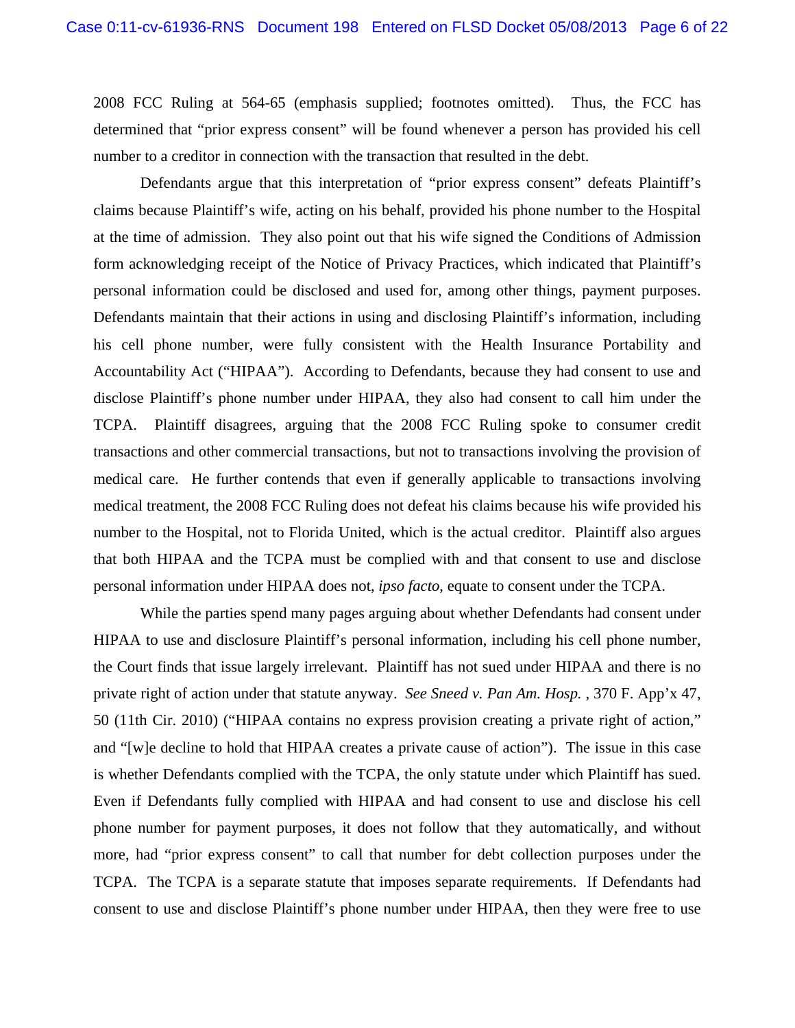2008 FCC Ruling at 564-65 (emphasis supplied; footnotes omitted). Thus, the FCC has determined that "prior express consent" will be found whenever a person has provided his cell number to a creditor in connection with the transaction that resulted in the debt.

Defendants argue that this interpretation of "prior express consent" defeats Plaintiff's claims because Plaintiff's wife, acting on his behalf, provided his phone number to the Hospital at the time of admission. They also point out that his wife signed the Conditions of Admission form acknowledging receipt of the Notice of Privacy Practices, which indicated that Plaintiff's personal information could be disclosed and used for, among other things, payment purposes. Defendants maintain that their actions in using and disclosing Plaintiff's information, including his cell phone number, were fully consistent with the Health Insurance Portability and Accountability Act ("HIPAA"). According to Defendants, because they had consent to use and disclose Plaintiff's phone number under HIPAA, they also had consent to call him under the TCPA. Plaintiff disagrees, arguing that the 2008 FCC Ruling spoke to consumer credit transactions and other commercial transactions, but not to transactions involving the provision of medical care. He further contends that even if generally applicable to transactions involving medical treatment, the 2008 FCC Ruling does not defeat his claims because his wife provided his number to the Hospital, not to Florida United, which is the actual creditor. Plaintiff also argues that both HIPAA and the TCPA must be complied with and that consent to use and disclose personal information under HIPAA does not, *ipso facto*, equate to consent under the TCPA.

While the parties spend many pages arguing about whether Defendants had consent under HIPAA to use and disclosure Plaintiff's personal information, including his cell phone number, the Court finds that issue largely irrelevant. Plaintiff has not sued under HIPAA and there is no private right of action under that statute anyway. *See Sneed v. Pan Am. Hosp.* , 370 F. App'x 47, 50 (11th Cir. 2010) ("HIPAA contains no express provision creating a private right of action," and "[w]e decline to hold that HIPAA creates a private cause of action"). The issue in this case is whether Defendants complied with the TCPA, the only statute under which Plaintiff has sued. Even if Defendants fully complied with HIPAA and had consent to use and disclose his cell phone number for payment purposes, it does not follow that they automatically, and without more, had "prior express consent" to call that number for debt collection purposes under the TCPA. The TCPA is a separate statute that imposes separate requirements. If Defendants had consent to use and disclose Plaintiff's phone number under HIPAA, then they were free to use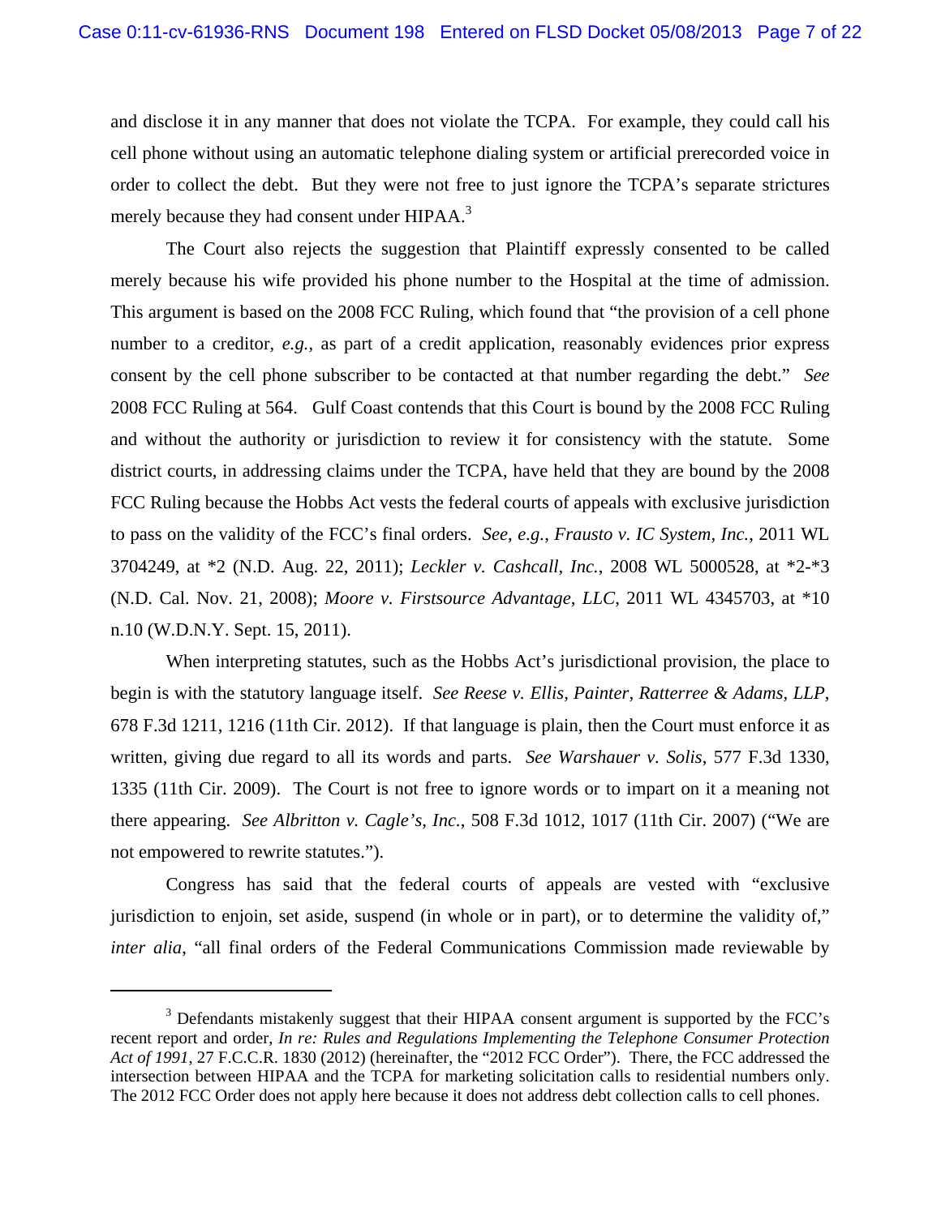and disclose it in any manner that does not violate the TCPA. For example, they could call his cell phone without using an automatic telephone dialing system or artificial prerecorded voice in order to collect the debt. But they were not free to just ignore the TCPA's separate strictures merely because they had consent under HIPAA.[3]

The Court also rejects the suggestion that Plaintiff expressly consented to be called merely because his wife provided his phone number to the Hospital at the time of admission. This argument is based on the 2008 FCC Ruling, which found that "the provision of a cell phone number to a creditor, *e.g.*, as part of a credit application, reasonably evidences prior express consent by the cell phone subscriber to be contacted at that number regarding the debt." *See* 2008 FCC Ruling at 564. Gulf Coast contends that this Court is bound by the 2008 FCC Ruling and without the authority or jurisdiction to review it for consistency with the statute. Some district courts, in addressing claims under the TCPA, have held that they are bound by the 2008 FCC Ruling because the Hobbs Act vests the federal courts of appeals with exclusive jurisdiction to pass on the validity of the FCC's final orders. *See, e.g.*, *Frausto v. IC System, Inc.*, 2011 WL 3704249, at *2 (N.D. Aug. 22, 2011); *Leckler v. Cashcall, Inc.*, 2008 WL 5000528, at *2-*3 (N.D. Cal. Nov. 21, 2008); *Moore v. Firstsource Advantage, LLC*, 2011 WL 4345703, at *10 n.10 (W.D.N.Y. Sept. 15, 2011).

When interpreting statutes, such as the Hobbs Act's jurisdictional provision, the place to begin is with the statutory language itself. *See Reese v. Ellis, Painter, Ratterree & Adams, LLP*, 678 F.3d 1211, 1216 (11th Cir. 2012). If that language is plain, then the Court must enforce it as written, giving due regard to all its words and parts. *See Warshauer v. Solis*, 577 F.3d 1330, 1335 (11th Cir. 2009). The Court is not free to ignore words or to impart on it a meaning not there appearing. *See Albritton v. Cagle's, Inc.*, 508 F.3d 1012, 1017 (11th Cir. 2007) ("We are not empowered to rewrite statutes.").

Congress has said that the federal courts of appeals are vested with "exclusive jurisdiction to enjoin, set aside, suspend (in whole or in part), or to determine the validity of," *inter alia*, "all final orders of the Federal Communications Commission made reviewable by

[3] Defendants mistakenly suggest that their HIPAA consent argument is supported by the FCC's recent report and order, *In re: Rules and Regulations Implementing the Telephone Consumer Protection Act of 1991*, 27 F.C.C.R. 1830 (2012) (hereinafter, the "2012 FCC Order"). There, the FCC addressed the intersection between HIPAA and the TCPA for marketing solicitation calls to residential numbers only. The 2012 FCC Order does not apply here because it does not address debt collection calls to cell phones.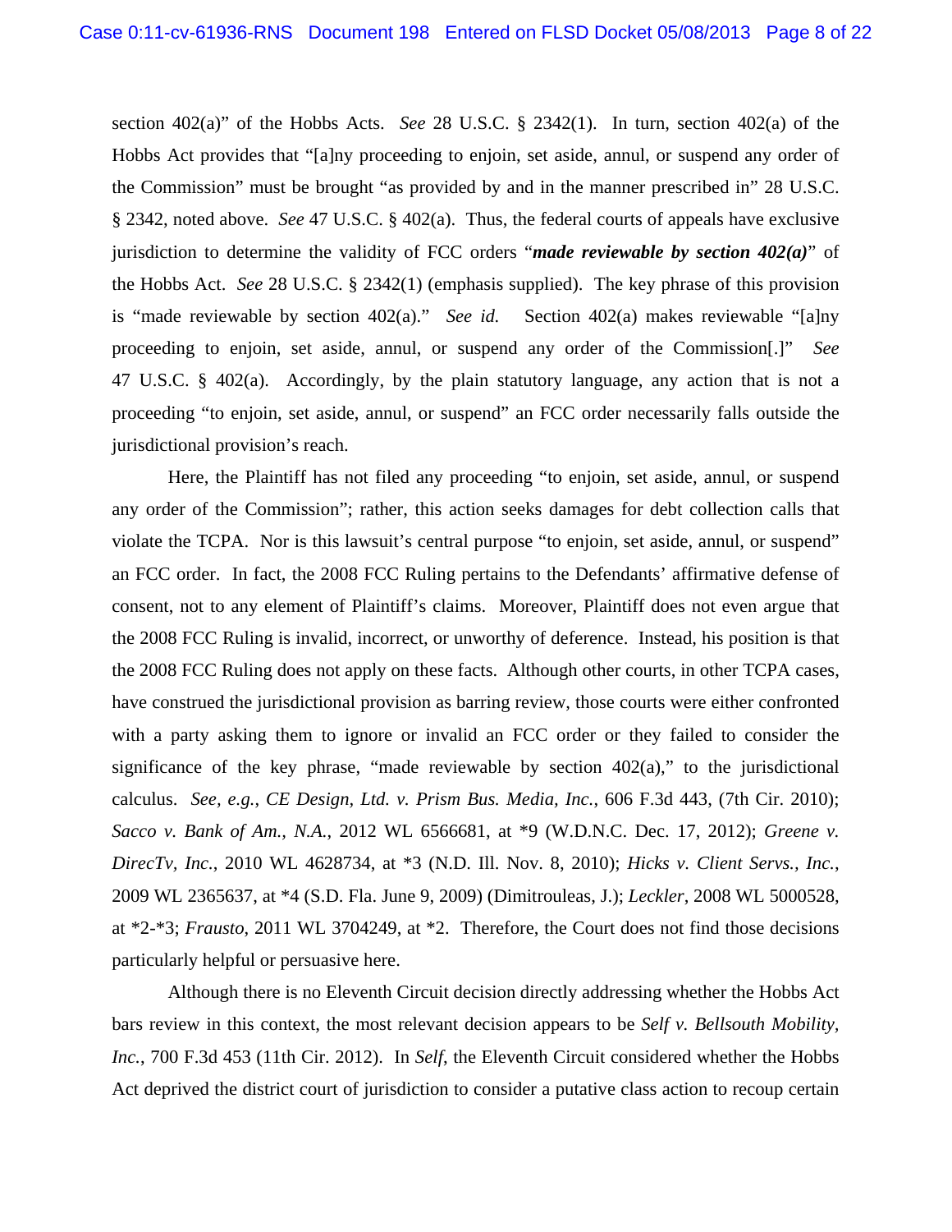section 402(a)" of the Hobbs Acts. *See* 28 U.S.C. § 2342(1). In turn, section 402(a) of the Hobbs Act provides that "[a]ny proceeding to enjoin, set aside, annul, or suspend any order of the Commission" must be brought "as provided by and in the manner prescribed in" 28 U.S.C. § 2342, noted above. *See* 47 U.S.C. § 402(a). Thus, the federal courts of appeals have exclusive jurisdiction to determine the validity of FCC orders "***made reviewable by section 402(a)***" of the Hobbs Act. *See* 28 U.S.C. § 2342(1) (emphasis supplied). The key phrase of this provision is "made reviewable by section 402(a)." *See id.* Section 402(a) makes reviewable "[a]ny proceeding to enjoin, set aside, annul, or suspend any order of the Commission[.]" *See* 47 U.S.C. § 402(a). Accordingly, by the plain statutory language, any action that is not a proceeding "to enjoin, set aside, annul, or suspend" an FCC order necessarily falls outside the jurisdictional provision's reach.

Here, the Plaintiff has not filed any proceeding "to enjoin, set aside, annul, or suspend any order of the Commission"; rather, this action seeks damages for debt collection calls that violate the TCPA. Nor is this lawsuit's central purpose "to enjoin, set aside, annul, or suspend" an FCC order. In fact, the 2008 FCC Ruling pertains to the Defendants' affirmative defense of consent, not to any element of Plaintiff's claims. Moreover, Plaintiff does not even argue that the 2008 FCC Ruling is invalid, incorrect, or unworthy of deference. Instead, his position is that the 2008 FCC Ruling does not apply on these facts. Although other courts, in other TCPA cases, have construed the jurisdictional provision as barring review, those courts were either confronted with a party asking them to ignore or invalid an FCC order or they failed to consider the significance of the key phrase, "made reviewable by section 402(a)," to the jurisdictional calculus. *See, e.g.*, *CE Design, Ltd. v. Prism Bus. Media, Inc.*, 606 F.3d 443, (7th Cir. 2010); *Sacco v. Bank of Am., N.A.*, 2012 WL 6566681, at *9 (W.D.N.C. Dec. 17, 2012); *Greene v. DirecTv, Inc.*, 2010 WL 4628734, at *3 (N.D. Ill. Nov. 8, 2010); *Hicks v. Client Servs., Inc.*, 2009 WL 2365637, at *4 (S.D. Fla. June 9, 2009) (Dimitrouleas, J.); *Leckler*, 2008 WL 5000528, at *2-*3; *Frausto*, 2011 WL 3704249, at *2. Therefore, the Court does not find those decisions particularly helpful or persuasive here.

Although there is no Eleventh Circuit decision directly addressing whether the Hobbs Act bars review in this context, the most relevant decision appears to be *Self v. Bellsouth Mobility, Inc.*, 700 F.3d 453 (11th Cir. 2012). In *Self*, the Eleventh Circuit considered whether the Hobbs Act deprived the district court of jurisdiction to consider a putative class action to recoup certain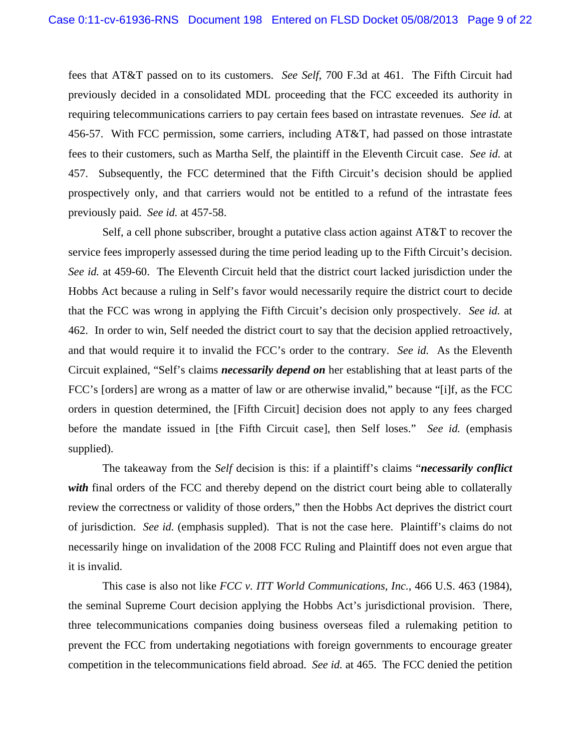fees that AT&T passed on to its customers. *See Self*, 700 F.3d at 461. The Fifth Circuit had previously decided in a consolidated MDL proceeding that the FCC exceeded its authority in requiring telecommunications carriers to pay certain fees based on intrastate revenues. *See id.* at 456-57. With FCC permission, some carriers, including AT&T, had passed on those intrastate fees to their customers, such as Martha Self, the plaintiff in the Eleventh Circuit case. *See id.* at 457. Subsequently, the FCC determined that the Fifth Circuit's decision should be applied prospectively only, and that carriers would not be entitled to a refund of the intrastate fees previously paid. *See id.* at 457-58.

Self, a cell phone subscriber, brought a putative class action against AT&T to recover the service fees improperly assessed during the time period leading up to the Fifth Circuit's decision. *See id.* at 459-60. The Eleventh Circuit held that the district court lacked jurisdiction under the Hobbs Act because a ruling in Self's favor would necessarily require the district court to decide that the FCC was wrong in applying the Fifth Circuit's decision only prospectively. *See id.* at 462. In order to win, Self needed the district court to say that the decision applied retroactively, and that would require it to invalid the FCC's order to the contrary. *See id.* As the Eleventh Circuit explained, "Self's claims ***necessarily depend on*** her establishing that at least parts of the FCC's [orders] are wrong as a matter of law or are otherwise invalid," because "[i]f, as the FCC orders in question determined, the [Fifth Circuit] decision does not apply to any fees charged before the mandate issued in [the Fifth Circuit case], then Self loses." *See id.* (emphasis supplied).

The takeaway from the *Self* decision is this: if a plaintiff's claims "***necessarily conflict with*** final orders of the FCC and thereby depend on the district court being able to collaterally review the correctness or validity of those orders," then the Hobbs Act deprives the district court of jurisdiction. *See id.* (emphasis suppled). That is not the case here. Plaintiff's claims do not necessarily hinge on invalidation of the 2008 FCC Ruling and Plaintiff does not even argue that it is invalid.

This case is also not like *FCC v. ITT World Communications, Inc.*, 466 U.S. 463 (1984), the seminal Supreme Court decision applying the Hobbs Act's jurisdictional provision. There, three telecommunications companies doing business overseas filed a rulemaking petition to prevent the FCC from undertaking negotiations with foreign governments to encourage greater competition in the telecommunications field abroad. *See id.* at 465. The FCC denied the petition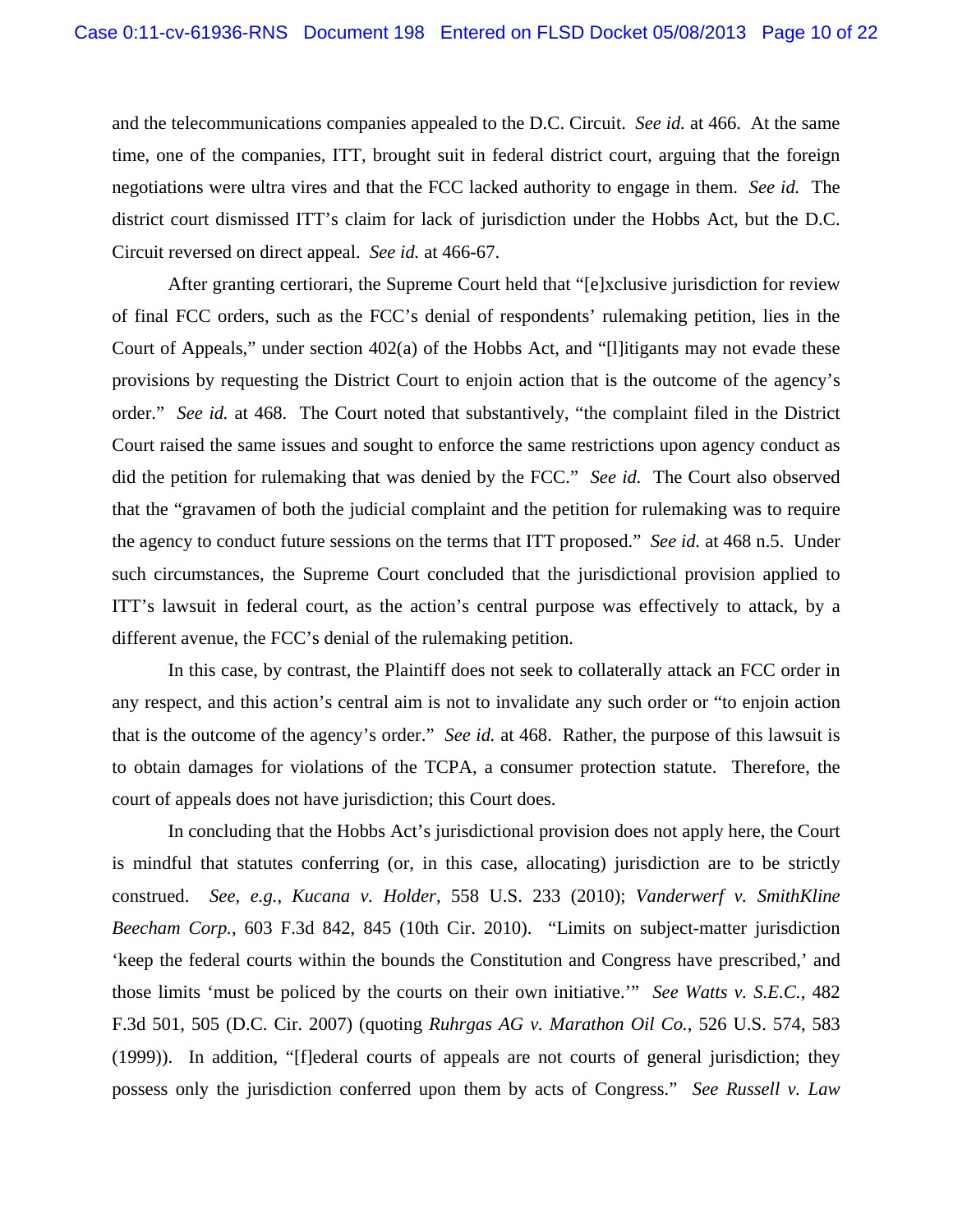and the telecommunications companies appealed to the D.C. Circuit. *See id.* at 466. At the same time, one of the companies, ITT, brought suit in federal district court, arguing that the foreign negotiations were ultra vires and that the FCC lacked authority to engage in them. *See id.* The district court dismissed ITT's claim for lack of jurisdiction under the Hobbs Act, but the D.C. Circuit reversed on direct appeal. *See id.* at 466-67.

After granting certiorari, the Supreme Court held that "[e]xclusive jurisdiction for review of final FCC orders, such as the FCC's denial of respondents' rulemaking petition, lies in the Court of Appeals," under section 402(a) of the Hobbs Act, and "[l]itigants may not evade these provisions by requesting the District Court to enjoin action that is the outcome of the agency's order." *See id.* at 468. The Court noted that substantively, "the complaint filed in the District Court raised the same issues and sought to enforce the same restrictions upon agency conduct as did the petition for rulemaking that was denied by the FCC." *See id.* The Court also observed that the "gravamen of both the judicial complaint and the petition for rulemaking was to require the agency to conduct future sessions on the terms that ITT proposed." *See id.* at 468 n.5. Under such circumstances, the Supreme Court concluded that the jurisdictional provision applied to ITT's lawsuit in federal court, as the action's central purpose was effectively to attack, by a different avenue, the FCC's denial of the rulemaking petition.

In this case, by contrast, the Plaintiff does not seek to collaterally attack an FCC order in any respect, and this action's central aim is not to invalidate any such order or "to enjoin action that is the outcome of the agency's order." *See id.* at 468. Rather, the purpose of this lawsuit is to obtain damages for violations of the TCPA, a consumer protection statute. Therefore, the court of appeals does not have jurisdiction; this Court does.

In concluding that the Hobbs Act's jurisdictional provision does not apply here, the Court is mindful that statutes conferring (or, in this case, allocating) jurisdiction are to be strictly construed. *See, e.g.*, *Kucana v. Holder*, 558 U.S. 233 (2010); *Vanderwerf v. SmithKline Beecham Corp.*, 603 F.3d 842, 845 (10th Cir. 2010). "Limits on subject-matter jurisdiction 'keep the federal courts within the bounds the Constitution and Congress have prescribed,' and those limits 'must be policed by the courts on their own initiative.'" *See Watts v. S.E.C.*, 482 F.3d 501, 505 (D.C. Cir. 2007) (quoting *Ruhrgas AG v. Marathon Oil Co.*, 526 U.S. 574, 583 (1999)). In addition, "[f]ederal courts of appeals are not courts of general jurisdiction; they possess only the jurisdiction conferred upon them by acts of Congress." *See Russell v. Law*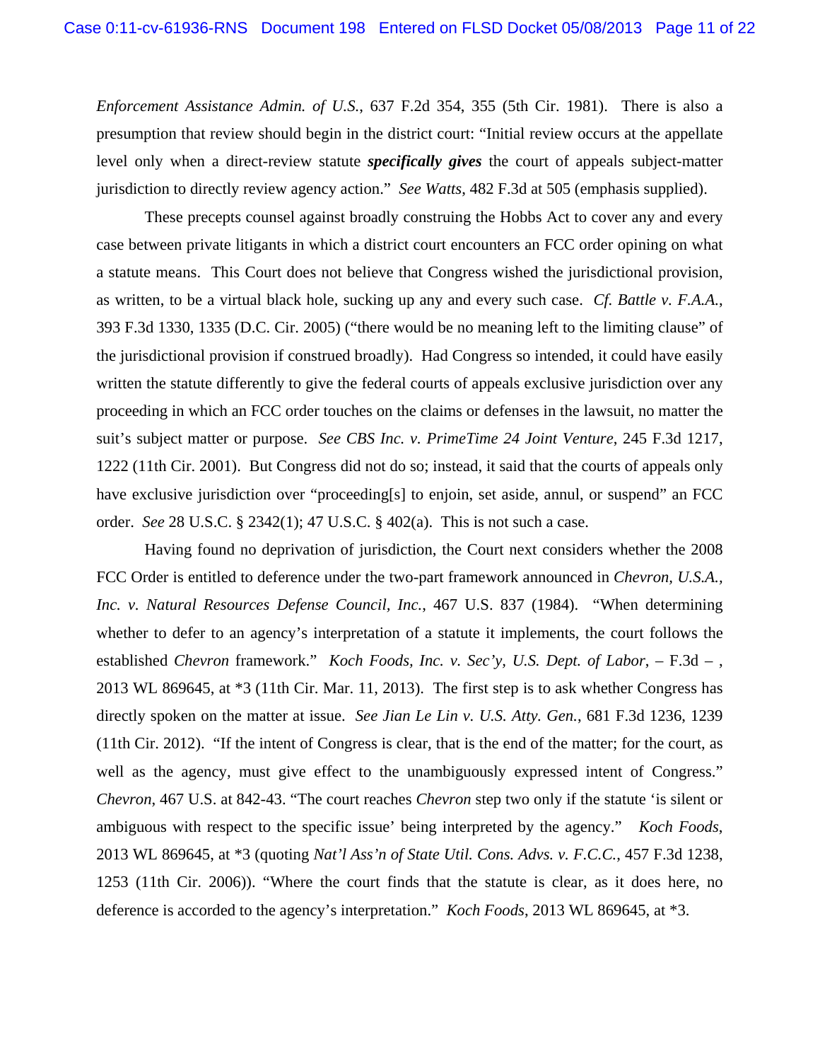*Enforcement Assistance Admin. of U.S.*, 637 F.2d 354, 355 (5th Cir. 1981). There is also a presumption that review should begin in the district court: "Initial review occurs at the appellate level only when a direct-review statute ***specifically gives*** the court of appeals subject-matter jurisdiction to directly review agency action." *See Watts*, 482 F.3d at 505 (emphasis supplied).

These precepts counsel against broadly construing the Hobbs Act to cover any and every case between private litigants in which a district court encounters an FCC order opining on what a statute means. This Court does not believe that Congress wished the jurisdictional provision, as written, to be a virtual black hole, sucking up any and every such case. *Cf. Battle v. F.A.A.*, 393 F.3d 1330, 1335 (D.C. Cir. 2005) ("there would be no meaning left to the limiting clause" of the jurisdictional provision if construed broadly). Had Congress so intended, it could have easily written the statute differently to give the federal courts of appeals exclusive jurisdiction over any proceeding in which an FCC order touches on the claims or defenses in the lawsuit, no matter the suit's subject matter or purpose. *See CBS Inc. v. PrimeTime 24 Joint Venture*, 245 F.3d 1217, 1222 (11th Cir. 2001). But Congress did not do so; instead, it said that the courts of appeals only have exclusive jurisdiction over "proceeding[s] to enjoin, set aside, annul, or suspend" an FCC order. *See* 28 U.S.C. § 2342(1); 47 U.S.C. § 402(a). This is not such a case.

Having found no deprivation of jurisdiction, the Court next considers whether the 2008 FCC Order is entitled to deference under the two-part framework announced in *Chevron, U.S.A., Inc. v. Natural Resources Defense Council, Inc.*, 467 U.S. 837 (1984). "When determining whether to defer to an agency's interpretation of a statute it implements, the court follows the established *Chevron* framework." *Koch Foods, Inc. v. Sec'y, U.S. Dept. of Labor*, – F.3d – , 2013 WL 869645, at *3 (11th Cir. Mar. 11, 2013). The first step is to ask whether Congress has directly spoken on the matter at issue. *See Jian Le Lin v. U.S. Atty. Gen.*, 681 F.3d 1236, 1239 (11th Cir. 2012). "If the intent of Congress is clear, that is the end of the matter; for the court, as well as the agency, must give effect to the unambiguously expressed intent of Congress." *Chevron*, 467 U.S. at 842-43. "The court reaches *Chevron* step two only if the statute 'is silent or ambiguous with respect to the specific issue' being interpreted by the agency." *Koch Foods*, 2013 WL 869645, at *3 (quoting *Nat'l Ass'n of State Util. Cons. Advs. v. F.C.C.*, 457 F.3d 1238, 1253 (11th Cir. 2006)). "Where the court finds that the statute is clear, as it does here, no deference is accorded to the agency's interpretation." *Koch Foods*, 2013 WL 869645, at *3.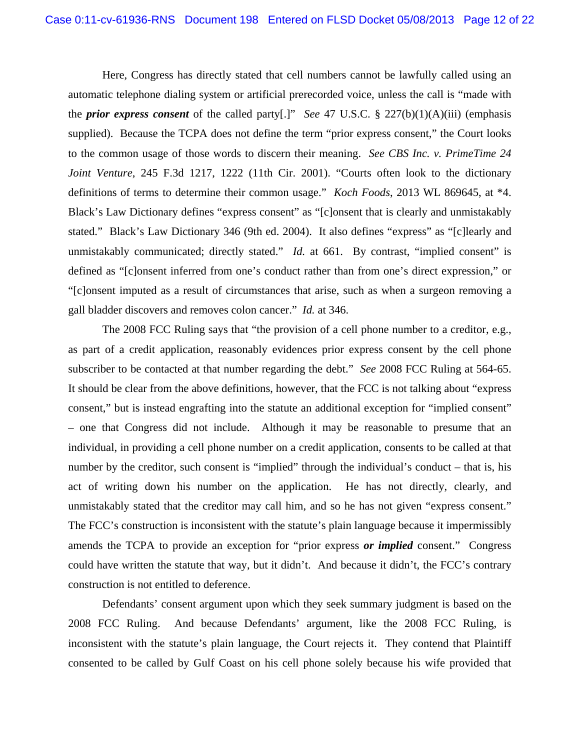Here, Congress has directly stated that cell numbers cannot be lawfully called using an automatic telephone dialing system or artificial prerecorded voice, unless the call is "made with the ***prior express consent*** of the called party[.]" *See* 47 U.S.C. § 227(b)(1)(A)(iii) (emphasis supplied). Because the TCPA does not define the term "prior express consent," the Court looks to the common usage of those words to discern their meaning. *See CBS Inc. v. PrimeTime 24 Joint Venture*, 245 F.3d 1217, 1222 (11th Cir. 2001). "Courts often look to the dictionary definitions of terms to determine their common usage." *Koch Foods*, 2013 WL 869645, at *4. Black's Law Dictionary defines "express consent" as "[c]onsent that is clearly and unmistakably stated." Black's Law Dictionary 346 (9th ed. 2004). It also defines "express" as "[c]learly and unmistakably communicated; directly stated." *Id.* at 661. By contrast, "implied consent" is defined as "[c]onsent inferred from one's conduct rather than from one's direct expression," or "[c]onsent imputed as a result of circumstances that arise, such as when a surgeon removing a gall bladder discovers and removes colon cancer." *Id.* at 346.

The 2008 FCC Ruling says that "the provision of a cell phone number to a creditor, e.g., as part of a credit application, reasonably evidences prior express consent by the cell phone subscriber to be contacted at that number regarding the debt." *See* 2008 FCC Ruling at 564-65. It should be clear from the above definitions, however, that the FCC is not talking about "express consent," but is instead engrafting into the statute an additional exception for "implied consent" – one that Congress did not include. Although it may be reasonable to presume that an individual, in providing a cell phone number on a credit application, consents to be called at that number by the creditor, such consent is "implied" through the individual's conduct – that is, his act of writing down his number on the application. He has not directly, clearly, and unmistakably stated that the creditor may call him, and so he has not given "express consent." The FCC's construction is inconsistent with the statute's plain language because it impermissibly amends the TCPA to provide an exception for "prior express ***or implied*** consent." Congress could have written the statute that way, but it didn't. And because it didn't, the FCC's contrary construction is not entitled to deference.

Defendants' consent argument upon which they seek summary judgment is based on the 2008 FCC Ruling. And because Defendants' argument, like the 2008 FCC Ruling, is inconsistent with the statute's plain language, the Court rejects it. They contend that Plaintiff consented to be called by Gulf Coast on his cell phone solely because his wife provided that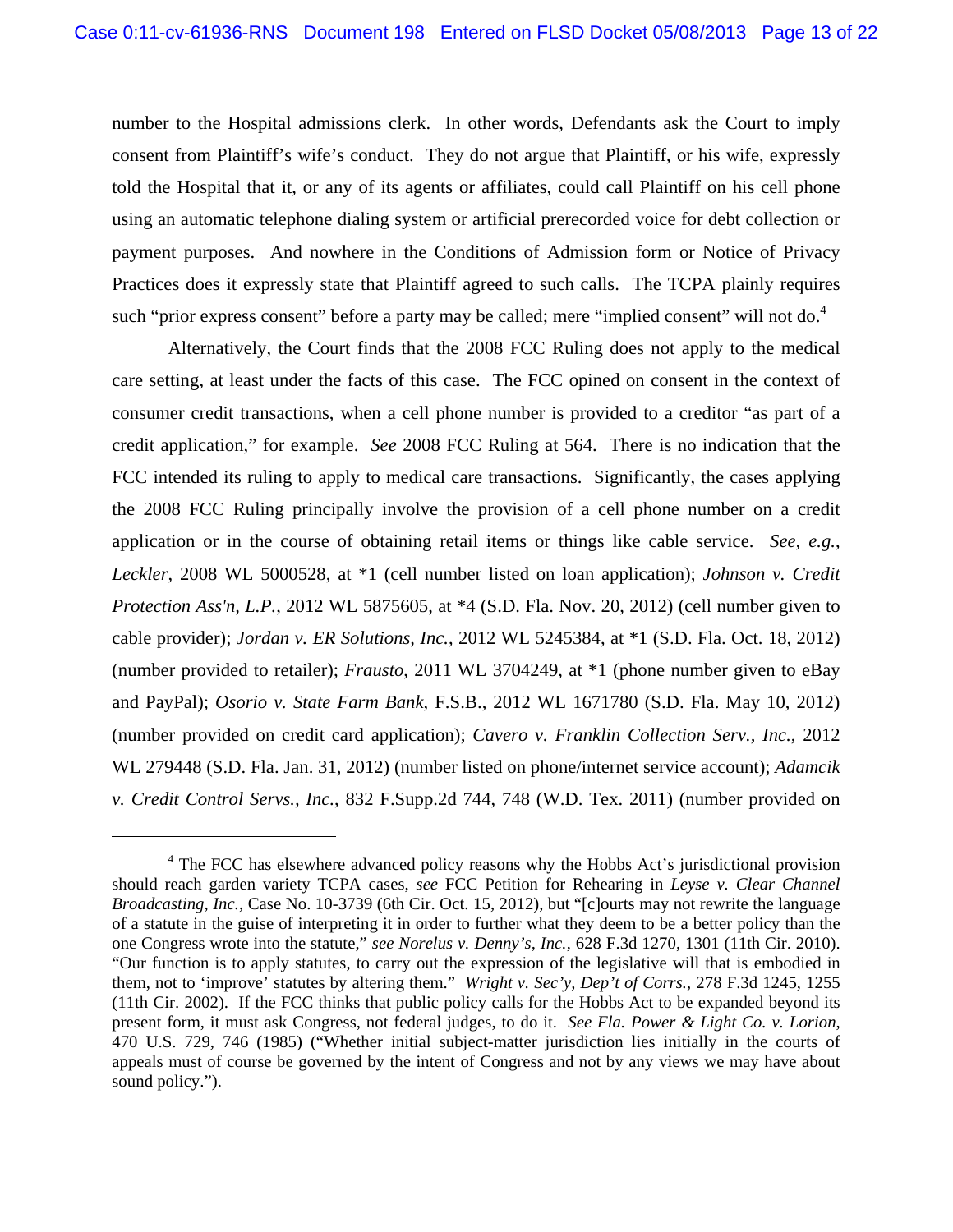number to the Hospital admissions clerk. In other words, Defendants ask the Court to imply consent from Plaintiff's wife's conduct. They do not argue that Plaintiff, or his wife, expressly told the Hospital that it, or any of its agents or affiliates, could call Plaintiff on his cell phone using an automatic telephone dialing system or artificial prerecorded voice for debt collection or payment purposes. And nowhere in the Conditions of Admission form or Notice of Privacy Practices does it expressly state that Plaintiff agreed to such calls. The TCPA plainly requires such "prior express consent" before a party may be called; mere "implied consent" will not do.[4]

Alternatively, the Court finds that the 2008 FCC Ruling does not apply to the medical care setting, at least under the facts of this case. The FCC opined on consent in the context of consumer credit transactions, when a cell phone number is provided to a creditor "as part of a credit application," for example. *See* 2008 FCC Ruling at 564. There is no indication that the FCC intended its ruling to apply to medical care transactions. Significantly, the cases applying the 2008 FCC Ruling principally involve the provision of a cell phone number on a credit application or in the course of obtaining retail items or things like cable service. *See, e.g.*, *Leckler*, 2008 WL 5000528, at *1 (cell number listed on loan application); *Johnson v. Credit Protection Ass'n, L.P.*, 2012 WL 5875605, at *4 (S.D. Fla. Nov. 20, 2012) (cell number given to cable provider); *Jordan v. ER Solutions, Inc.*, 2012 WL 5245384, at *1 (S.D. Fla. Oct. 18, 2012) (number provided to retailer); *Frausto*, 2011 WL 3704249, at *1 (phone number given to eBay and PayPal); *Osorio v. State Farm Bank*, F.S.B., 2012 WL 1671780 (S.D. Fla. May 10, 2012) (number provided on credit card application); *Cavero v. Franklin Collection Serv., Inc.*, 2012 WL 279448 (S.D. Fla. Jan. 31, 2012) (number listed on phone/internet service account); *Adamcik v. Credit Control Servs., Inc.*, 832 F.Supp.2d 744, 748 (W.D. Tex. 2011) (number provided on

---

[4] The FCC has elsewhere advanced policy reasons why the Hobbs Act's jurisdictional provision should reach garden variety TCPA cases, *see* FCC Petition for Rehearing in *Leyse v. Clear Channel Broadcasting, Inc.*, Case No. 10-3739 (6th Cir. Oct. 15, 2012), but "[c]ourts may not rewrite the language of a statute in the guise of interpreting it in order to further what they deem to be a better policy than the one Congress wrote into the statute," *see Norelus v. Denny's, Inc.*, 628 F.3d 1270, 1301 (11th Cir. 2010). "Our function is to apply statutes, to carry out the expression of the legislative will that is embodied in them, not to 'improve' statutes by altering them." *Wright v. Sec'y, Dep't of Corrs.*, 278 F.3d 1245, 1255 (11th Cir. 2002). If the FCC thinks that public policy calls for the Hobbs Act to be expanded beyond its present form, it must ask Congress, not federal judges, to do it. *See Fla. Power & Light Co. v. Lorion*, 470 U.S. 729, 746 (1985) ("Whether initial subject-matter jurisdiction lies initially in the courts of appeals must of course be governed by the intent of Congress and not by any views we may have about sound policy.").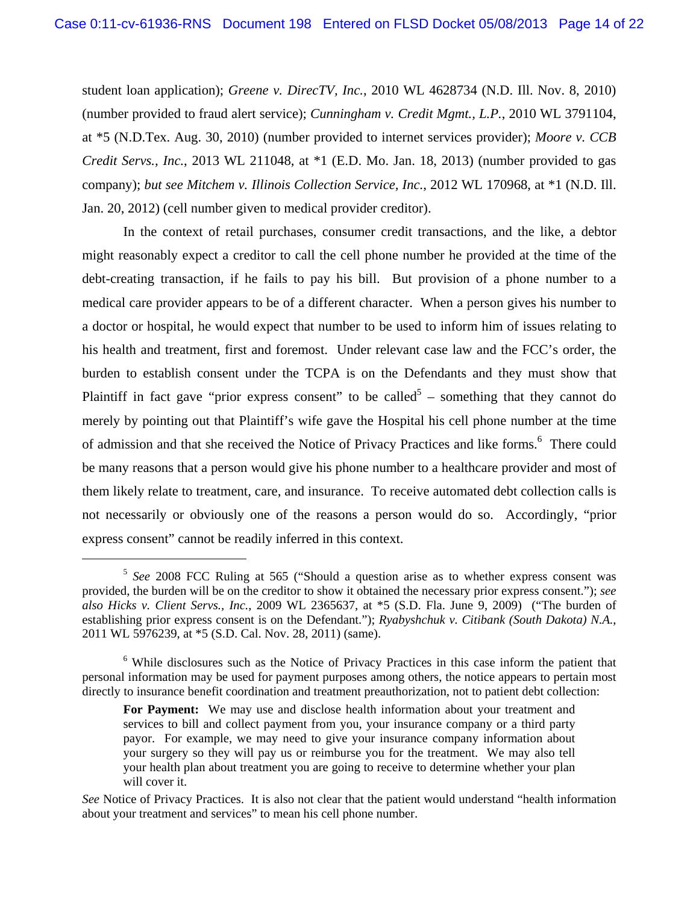student loan application); *Greene v. DirecTV, Inc.*, 2010 WL 4628734 (N.D. Ill. Nov. 8, 2010) (number provided to fraud alert service); *Cunningham v. Credit Mgmt., L.P.*, 2010 WL 3791104, at *5 (N.D.Tex. Aug. 30, 2010) (number provided to internet services provider); *Moore v. CCB Credit Servs., Inc.*, 2013 WL 211048, at *1 (E.D. Mo. Jan. 18, 2013) (number provided to gas company); *but see Mitchem v. Illinois Collection Service, Inc.*, 2012 WL 170968, at *1 (N.D. Ill. Jan. 20, 2012) (cell number given to medical provider creditor).

In the context of retail purchases, consumer credit transactions, and the like, a debtor might reasonably expect a creditor to call the cell phone number he provided at the time of the debt-creating transaction, if he fails to pay his bill. But provision of a phone number to a medical care provider appears to be of a different character. When a person gives his number to a doctor or hospital, he would expect that number to be used to inform him of issues relating to his health and treatment, first and foremost. Under relevant case law and the FCC's order, the burden to establish consent under the TCPA is on the Defendants and they must show that Plaintiff in fact gave "prior express consent" to be called[5] – something that they cannot do merely by pointing out that Plaintiff's wife gave the Hospital his cell phone number at the time of admission and that she received the Notice of Privacy Practices and like forms.[6] There could be many reasons that a person would give his phone number to a healthcare provider and most of them likely relate to treatment, care, and insurance. To receive automated debt collection calls is not necessarily or obviously one of the reasons a person would do so. Accordingly, "prior express consent" cannot be readily inferred in this context.

---

[5] *See* 2008 FCC Ruling at 565 ("Should a question arise as to whether express consent was provided, the burden will be on the creditor to show it obtained the necessary prior express consent."); *see also Hicks v. Client Servs., Inc.*, 2009 WL 2365637, at *5 (S.D. Fla. June 9, 2009) ("The burden of establishing prior express consent is on the Defendant."); *Ryabyshchuk v. Citibank (South Dakota) N.A.*, 2011 WL 5976239, at *5 (S.D. Cal. Nov. 28, 2011) (same).

[6] While disclosures such as the Notice of Privacy Practices in this case inform the patient that personal information may be used for payment purposes among others, the notice appears to pertain most directly to insurance benefit coordination and treatment preauthorization, not to patient debt collection:

> **For Payment:** We may use and disclose health information about your treatment and services to bill and collect payment from you, your insurance company or a third party payor. For example, we may need to give your insurance company information about your surgery so they will pay us or reimburse you for the treatment. We may also tell your health plan about treatment you are going to receive to determine whether your plan will cover it.

*See* Notice of Privacy Practices. It is also not clear that the patient would understand "health information about your treatment and services" to mean his cell phone number.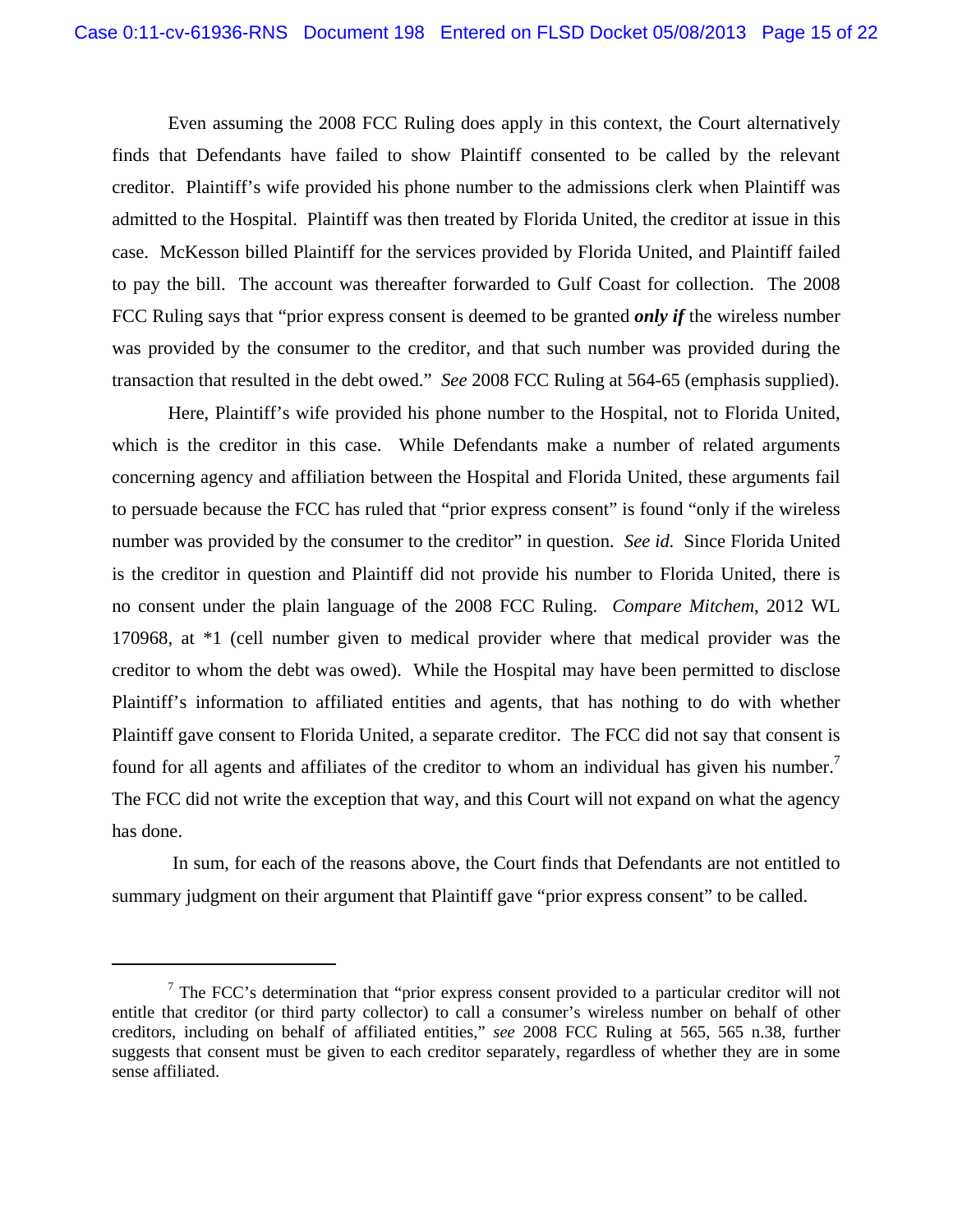Even assuming the 2008 FCC Ruling does apply in this context, the Court alternatively finds that Defendants have failed to show Plaintiff consented to be called by the relevant creditor. Plaintiff's wife provided his phone number to the admissions clerk when Plaintiff was admitted to the Hospital. Plaintiff was then treated by Florida United, the creditor at issue in this case. McKesson billed Plaintiff for the services provided by Florida United, and Plaintiff failed to pay the bill. The account was thereafter forwarded to Gulf Coast for collection. The 2008 FCC Ruling says that "prior express consent is deemed to be granted ***only if*** the wireless number was provided by the consumer to the creditor, and that such number was provided during the transaction that resulted in the debt owed." *See* 2008 FCC Ruling at 564-65 (emphasis supplied).

Here, Plaintiff's wife provided his phone number to the Hospital, not to Florida United, which is the creditor in this case. While Defendants make a number of related arguments concerning agency and affiliation between the Hospital and Florida United, these arguments fail to persuade because the FCC has ruled that "prior express consent" is found "only if the wireless number was provided by the consumer to the creditor" in question. *See id.* Since Florida United is the creditor in question and Plaintiff did not provide his number to Florida United, there is no consent under the plain language of the 2008 FCC Ruling. *Compare Mitchem*, 2012 WL 170968, at *1 (cell number given to medical provider where that medical provider was the creditor to whom the debt was owed). While the Hospital may have been permitted to disclose Plaintiff's information to affiliated entities and agents, that has nothing to do with whether Plaintiff gave consent to Florida United, a separate creditor. The FCC did not say that consent is found for all agents and affiliates of the creditor to whom an individual has given his number.[7] The FCC did not write the exception that way, and this Court will not expand on what the agency has done.

In sum, for each of the reasons above, the Court finds that Defendants are not entitled to summary judgment on their argument that Plaintiff gave "prior express consent" to be called.

---

[7] The FCC's determination that "prior express consent provided to a particular creditor will not entitle that creditor (or third party collector) to call a consumer's wireless number on behalf of other creditors, including on behalf of affiliated entities," *see* 2008 FCC Ruling at 565, 565 n.38, further suggests that consent must be given to each creditor separately, regardless of whether they are in some sense affiliated.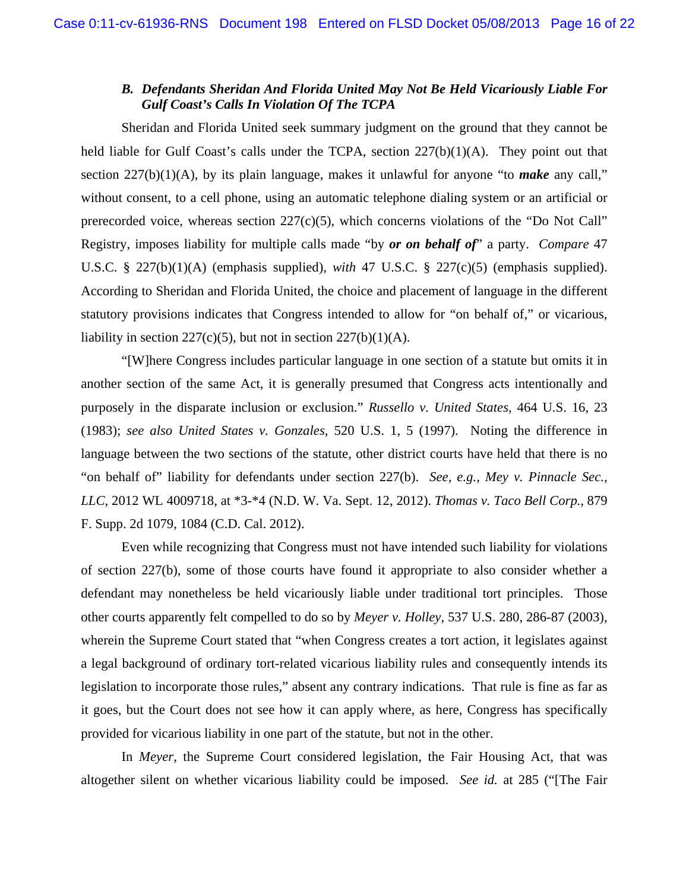### *B. Defendants Sheridan And Florida United May Not Be Held Vicariously Liable For Gulf Coast's Calls In Violation Of The TCPA*

Sheridan and Florida United seek summary judgment on the ground that they cannot be held liable for Gulf Coast's calls under the TCPA, section 227(b)(1)(A). They point out that section 227(b)(1)(A), by its plain language, makes it unlawful for anyone "to ***make*** any call," without consent, to a cell phone, using an automatic telephone dialing system or an artificial or prerecorded voice, whereas section 227(c)(5), which concerns violations of the "Do Not Call" Registry, imposes liability for multiple calls made "by ***or on behalf of***" a party. *Compare* 47 U.S.C. § 227(b)(1)(A) (emphasis supplied), *with* 47 U.S.C. § 227(c)(5) (emphasis supplied). According to Sheridan and Florida United, the choice and placement of language in the different statutory provisions indicates that Congress intended to allow for "on behalf of," or vicarious, liability in section 227(c)(5), but not in section 227(b)(1)(A).

"[W]here Congress includes particular language in one section of a statute but omits it in another section of the same Act, it is generally presumed that Congress acts intentionally and purposely in the disparate inclusion or exclusion." *Russello v. United States*, 464 U.S. 16, 23 (1983); *see also United States v. Gonzales*, 520 U.S. 1, 5 (1997). Noting the difference in language between the two sections of the statute, other district courts have held that there is no "on behalf of" liability for defendants under section 227(b). *See, e.g.*, *Mey v. Pinnacle Sec., LLC*, 2012 WL 4009718, at *3-*4 (N.D. W. Va. Sept. 12, 2012). *Thomas v. Taco Bell Corp.*, 879 F. Supp. 2d 1079, 1084 (C.D. Cal. 2012).

Even while recognizing that Congress must not have intended such liability for violations of section 227(b), some of those courts have found it appropriate to also consider whether a defendant may nonetheless be held vicariously liable under traditional tort principles. Those other courts apparently felt compelled to do so by *Meyer v. Holley*, 537 U.S. 280, 286-87 (2003), wherein the Supreme Court stated that "when Congress creates a tort action, it legislates against a legal background of ordinary tort-related vicarious liability rules and consequently intends its legislation to incorporate those rules," absent any contrary indications. That rule is fine as far as it goes, but the Court does not see how it can apply where, as here, Congress has specifically provided for vicarious liability in one part of the statute, but not in the other.

In *Meyer*, the Supreme Court considered legislation, the Fair Housing Act, that was altogether silent on whether vicarious liability could be imposed. *See id.* at 285 ("[The Fair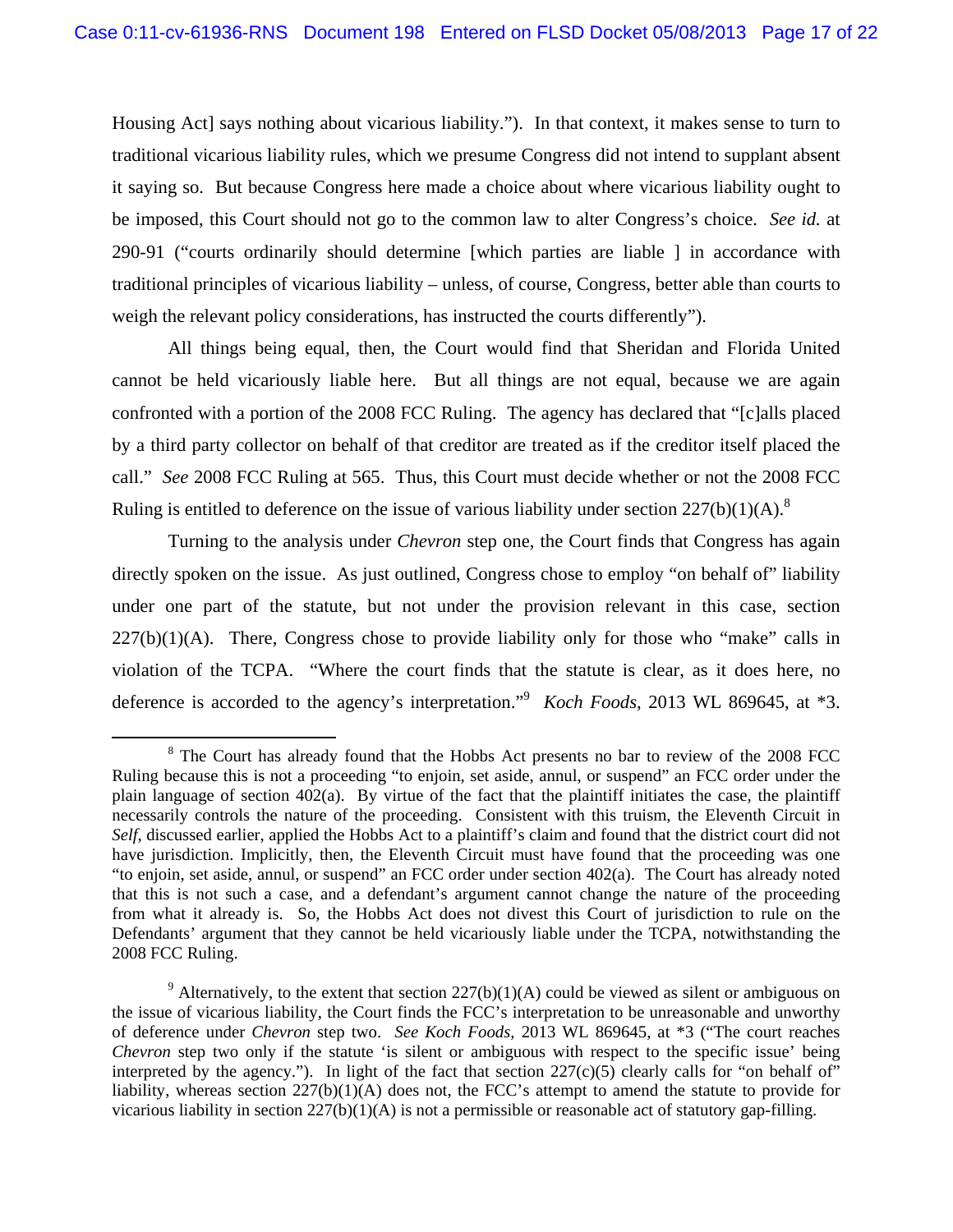Housing Act] says nothing about vicarious liability."). In that context, it makes sense to turn to traditional vicarious liability rules, which we presume Congress did not intend to supplant absent it saying so. But because Congress here made a choice about where vicarious liability ought to be imposed, this Court should not go to the common law to alter Congress's choice. *See id.* at 290-91 ("courts ordinarily should determine [which parties are liable ] in accordance with traditional principles of vicarious liability – unless, of course, Congress, better able than courts to weigh the relevant policy considerations, has instructed the courts differently").

All things being equal, then, the Court would find that Sheridan and Florida United cannot be held vicariously liable here. But all things are not equal, because we are again confronted with a portion of the 2008 FCC Ruling. The agency has declared that "[c]alls placed by a third party collector on behalf of that creditor are treated as if the creditor itself placed the call." *See* 2008 FCC Ruling at 565. Thus, this Court must decide whether or not the 2008 FCC Ruling is entitled to deference on the issue of various liability under section 227(b)(1)(A).[8]

Turning to the analysis under *Chevron* step one, the Court finds that Congress has again directly spoken on the issue. As just outlined, Congress chose to employ "on behalf of" liability under one part of the statute, but not under the provision relevant in this case, section 227(b)(1)(A). There, Congress chose to provide liability only for those who "make" calls in violation of the TCPA. "Where the court finds that the statute is clear, as it does here, no deference is accorded to the agency's interpretation."[9] *Koch Foods*, 2013 WL 869645, at *3.

---

[8] The Court has already found that the Hobbs Act presents no bar to review of the 2008 FCC Ruling because this is not a proceeding "to enjoin, set aside, annul, or suspend" an FCC order under the plain language of section 402(a). By virtue of the fact that the plaintiff initiates the case, the plaintiff necessarily controls the nature of the proceeding. Consistent with this truism, the Eleventh Circuit in *Self*, discussed earlier, applied the Hobbs Act to a plaintiff's claim and found that the district court did not have jurisdiction. Implicitly, then, the Eleventh Circuit must have found that the proceeding was one "to enjoin, set aside, annul, or suspend" an FCC order under section 402(a). The Court has already noted that this is not such a case, and a defendant's argument cannot change the nature of the proceeding from what it already is. So, the Hobbs Act does not divest this Court of jurisdiction to rule on the Defendants' argument that they cannot be held vicariously liable under the TCPA, notwithstanding the 2008 FCC Ruling.

[9] Alternatively, to the extent that section 227(b)(1)(A) could be viewed as silent or ambiguous on the issue of vicarious liability, the Court finds the FCC's interpretation to be unreasonable and unworthy of deference under *Chevron* step two. *See Koch Foods*, 2013 WL 869645, at *3 ("The court reaches *Chevron* step two only if the statute 'is silent or ambiguous with respect to the specific issue' being interpreted by the agency."). In light of the fact that section 227(c)(5) clearly calls for "on behalf of" liability, whereas section 227(b)(1)(A) does not, the FCC's attempt to amend the statute to provide for vicarious liability in section 227(b)(1)(A) is not a permissible or reasonable act of statutory gap-filling.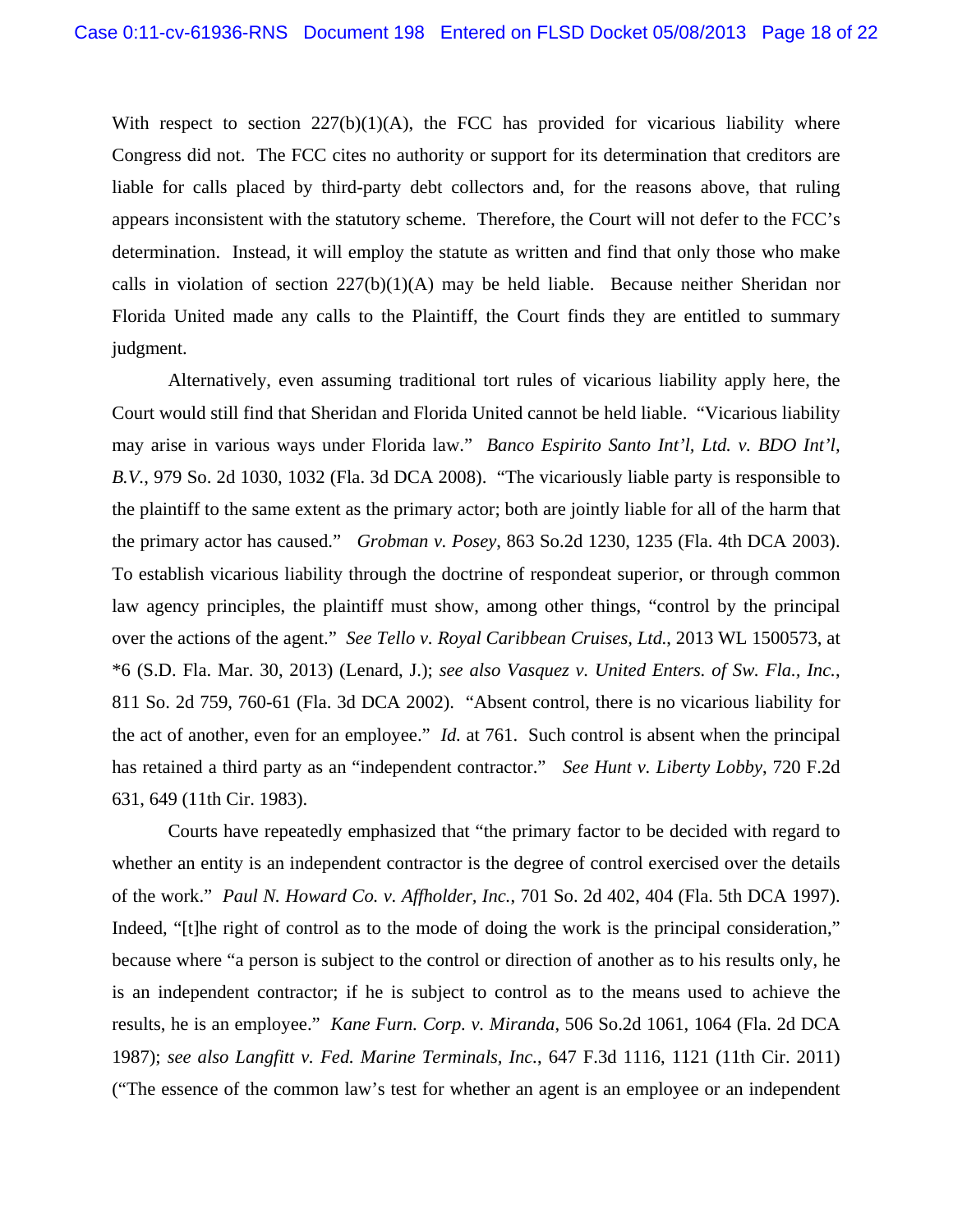With respect to section 227(b)(1)(A), the FCC has provided for vicarious liability where Congress did not. The FCC cites no authority or support for its determination that creditors are liable for calls placed by third-party debt collectors and, for the reasons above, that ruling appears inconsistent with the statutory scheme. Therefore, the Court will not defer to the FCC's determination. Instead, it will employ the statute as written and find that only those who make calls in violation of section 227(b)(1)(A) may be held liable. Because neither Sheridan nor Florida United made any calls to the Plaintiff, the Court finds they are entitled to summary judgment.

Alternatively, even assuming traditional tort rules of vicarious liability apply here, the Court would still find that Sheridan and Florida United cannot be held liable. "Vicarious liability may arise in various ways under Florida law." *Banco Espirito Santo Int'l, Ltd. v. BDO Int'l, B.V.*, 979 So. 2d 1030, 1032 (Fla. 3d DCA 2008). "The vicariously liable party is responsible to the plaintiff to the same extent as the primary actor; both are jointly liable for all of the harm that the primary actor has caused." *Grobman v. Posey*, 863 So.2d 1230, 1235 (Fla. 4th DCA 2003). To establish vicarious liability through the doctrine of respondeat superior, or through common law agency principles, the plaintiff must show, among other things, "control by the principal over the actions of the agent." *See Tello v. Royal Caribbean Cruises, Ltd.*, 2013 WL 1500573, at *6 (S.D. Fla. Mar. 30, 2013) (Lenard, J.); *see also Vasquez v. United Enters. of Sw. Fla., Inc.*, 811 So. 2d 759, 760-61 (Fla. 3d DCA 2002). "Absent control, there is no vicarious liability for the act of another, even for an employee." *Id.* at 761. Such control is absent when the principal has retained a third party as an "independent contractor." *See Hunt v. Liberty Lobby*, 720 F.2d 631, 649 (11th Cir. 1983).

Courts have repeatedly emphasized that "the primary factor to be decided with regard to whether an entity is an independent contractor is the degree of control exercised over the details of the work." *Paul N. Howard Co. v. Affholder, Inc.*, 701 So. 2d 402, 404 (Fla. 5th DCA 1997). Indeed, "[t]he right of control as to the mode of doing the work is the principal consideration," because where "a person is subject to the control or direction of another as to his results only, he is an independent contractor; if he is subject to control as to the means used to achieve the results, he is an employee." *Kane Furn. Corp. v. Miranda*, 506 So.2d 1061, 1064 (Fla. 2d DCA 1987); *see also Langfitt v. Fed. Marine Terminals, Inc.*, 647 F.3d 1116, 1121 (11th Cir. 2011) ("The essence of the common law's test for whether an agent is an employee or an independent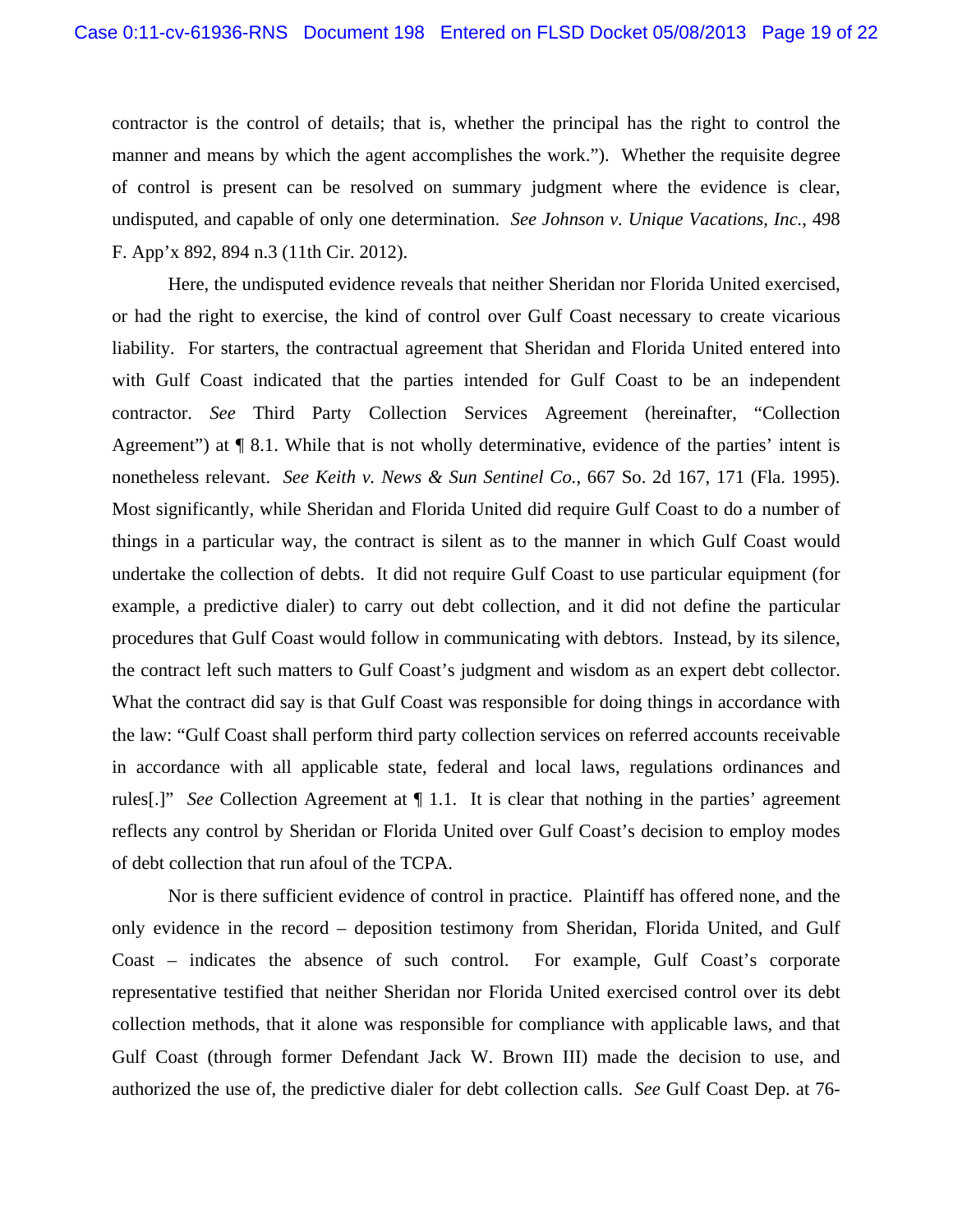contractor is the control of details; that is, whether the principal has the right to control the manner and means by which the agent accomplishes the work."). Whether the requisite degree of control is present can be resolved on summary judgment where the evidence is clear, undisputed, and capable of only one determination. *See Johnson v. Unique Vacations, Inc.*, 498 F. App'x 892, 894 n.3 (11th Cir. 2012).

Here, the undisputed evidence reveals that neither Sheridan nor Florida United exercised, or had the right to exercise, the kind of control over Gulf Coast necessary to create vicarious liability. For starters, the contractual agreement that Sheridan and Florida United entered into with Gulf Coast indicated that the parties intended for Gulf Coast to be an independent contractor. *See* Third Party Collection Services Agreement (hereinafter, "Collection Agreement") at ¶ 8.1. While that is not wholly determinative, evidence of the parties' intent is nonetheless relevant. *See Keith v. News & Sun Sentinel Co.*, 667 So. 2d 167, 171 (Fla. 1995). Most significantly, while Sheridan and Florida United did require Gulf Coast to do a number of things in a particular way, the contract is silent as to the manner in which Gulf Coast would undertake the collection of debts. It did not require Gulf Coast to use particular equipment (for example, a predictive dialer) to carry out debt collection, and it did not define the particular procedures that Gulf Coast would follow in communicating with debtors. Instead, by its silence, the contract left such matters to Gulf Coast's judgment and wisdom as an expert debt collector. What the contract did say is that Gulf Coast was responsible for doing things in accordance with the law: "Gulf Coast shall perform third party collection services on referred accounts receivable in accordance with all applicable state, federal and local laws, regulations ordinances and rules[.]" *See* Collection Agreement at ¶ 1.1. It is clear that nothing in the parties' agreement reflects any control by Sheridan or Florida United over Gulf Coast's decision to employ modes of debt collection that run afoul of the TCPA.

Nor is there sufficient evidence of control in practice. Plaintiff has offered none, and the only evidence in the record – deposition testimony from Sheridan, Florida United, and Gulf Coast – indicates the absence of such control. For example, Gulf Coast's corporate representative testified that neither Sheridan nor Florida United exercised control over its debt collection methods, that it alone was responsible for compliance with applicable laws, and that Gulf Coast (through former Defendant Jack W. Brown III) made the decision to use, and authorized the use of, the predictive dialer for debt collection calls. *See* Gulf Coast Dep. at 76-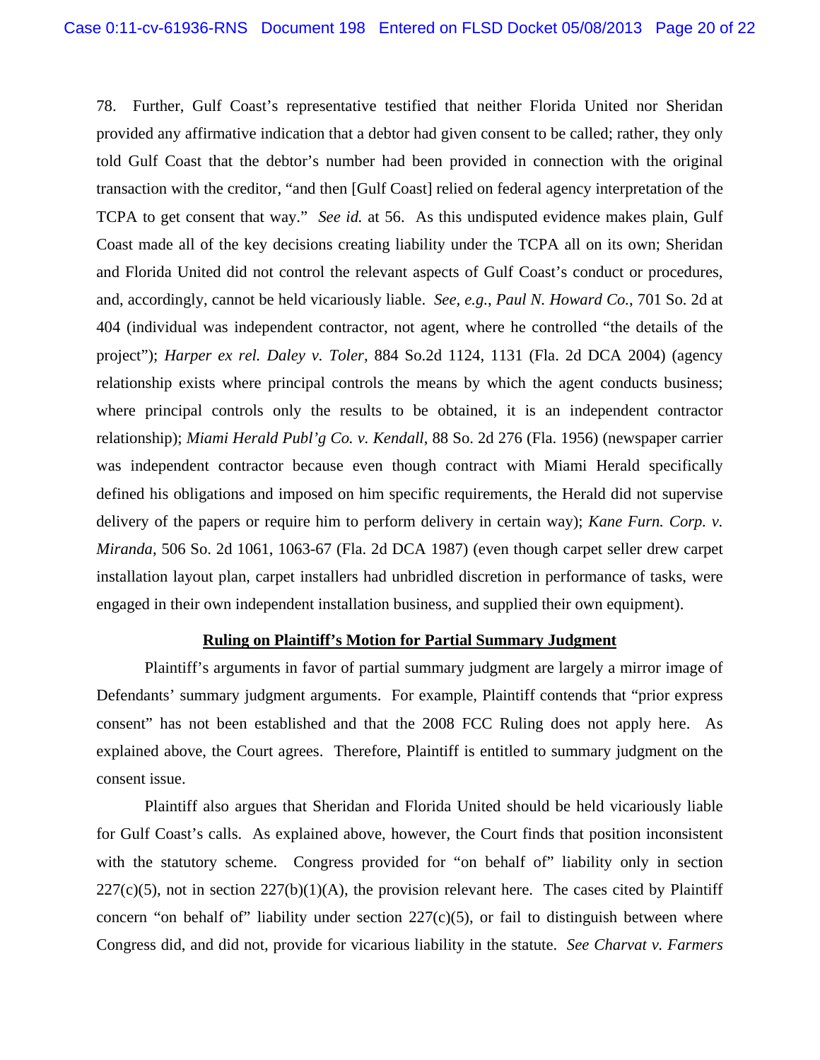78. Further, Gulf Coast's representative testified that neither Florida United nor Sheridan provided any affirmative indication that a debtor had given consent to be called; rather, they only told Gulf Coast that the debtor's number had been provided in connection with the original transaction with the creditor, "and then [Gulf Coast] relied on federal agency interpretation of the TCPA to get consent that way." *See id.* at 56. As this undisputed evidence makes plain, Gulf Coast made all of the key decisions creating liability under the TCPA all on its own; Sheridan and Florida United did not control the relevant aspects of Gulf Coast's conduct or procedures, and, accordingly, cannot be held vicariously liable. *See, e.g., Paul N. Howard Co.*, 701 So. 2d at 404 (individual was independent contractor, not agent, where he controlled "the details of the project"); *Harper ex rel. Daley v. Toler*, 884 So.2d 1124, 1131 (Fla. 2d DCA 2004) (agency relationship exists where principal controls the means by which the agent conducts business; where principal controls only the results to be obtained, it is an independent contractor relationship); *Miami Herald Publ'g Co. v. Kendall*, 88 So. 2d 276 (Fla. 1956) (newspaper carrier was independent contractor because even though contract with Miami Herald specifically defined his obligations and imposed on him specific requirements, the Herald did not supervise delivery of the papers or require him to perform delivery in certain way); *Kane Furn. Corp. v. Miranda*, 506 So. 2d 1061, 1063-67 (Fla. 2d DCA 1987) (even though carpet seller drew carpet installation layout plan, carpet installers had unbridled discretion in performance of tasks, were engaged in their own independent installation business, and supplied their own equipment).

**Ruling on Plaintiff's Motion for Partial Summary Judgment**

Plaintiff's arguments in favor of partial summary judgment are largely a mirror image of Defendants' summary judgment arguments. For example, Plaintiff contends that "prior express consent" has not been established and that the 2008 FCC Ruling does not apply here. As explained above, the Court agrees. Therefore, Plaintiff is entitled to summary judgment on the consent issue.

Plaintiff also argues that Sheridan and Florida United should be held vicariously liable for Gulf Coast's calls. As explained above, however, the Court finds that position inconsistent with the statutory scheme. Congress provided for "on behalf of" liability only in section 227(c)(5), not in section 227(b)(1)(A), the provision relevant here. The cases cited by Plaintiff concern "on behalf of" liability under section 227(c)(5), or fail to distinguish between where Congress did, and did not, provide for vicarious liability in the statute. *See Charvat v. Farmers*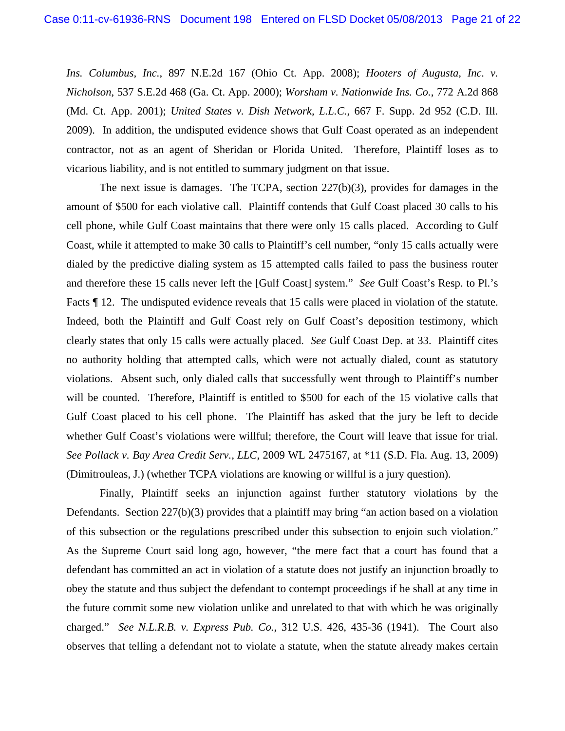*Ins. Columbus, Inc.*, 897 N.E.2d 167 (Ohio Ct. App. 2008); *Hooters of Augusta, Inc. v. Nicholson*, 537 S.E.2d 468 (Ga. Ct. App. 2000); *Worsham v. Nationwide Ins. Co.*, 772 A.2d 868 (Md. Ct. App. 2001); *United States v. Dish Network, L.L.C.*, 667 F. Supp. 2d 952 (C.D. Ill. 2009). In addition, the undisputed evidence shows that Gulf Coast operated as an independent contractor, not as an agent of Sheridan or Florida United. Therefore, Plaintiff loses as to vicarious liability, and is not entitled to summary judgment on that issue.

The next issue is damages. The TCPA, section 227(b)(3), provides for damages in the amount of $500 for each violative call. Plaintiff contends that Gulf Coast placed 30 calls to his cell phone, while Gulf Coast maintains that there were only 15 calls placed. According to Gulf Coast, while it attempted to make 30 calls to Plaintiff's cell number, "only 15 calls actually were dialed by the predictive dialing system as 15 attempted calls failed to pass the business router and therefore these 15 calls never left the [Gulf Coast] system." *See* Gulf Coast's Resp. to Pl.'s Facts ¶ 12. The undisputed evidence reveals that 15 calls were placed in violation of the statute. Indeed, both the Plaintiff and Gulf Coast rely on Gulf Coast's deposition testimony, which clearly states that only 15 calls were actually placed. *See* Gulf Coast Dep. at 33. Plaintiff cites no authority holding that attempted calls, which were not actually dialed, count as statutory violations. Absent such, only dialed calls that successfully went through to Plaintiff's number will be counted. Therefore, Plaintiff is entitled to $500 for each of the 15 violative calls that Gulf Coast placed to his cell phone. The Plaintiff has asked that the jury be left to decide whether Gulf Coast's violations were willful; therefore, the Court will leave that issue for trial. *See Pollack v. Bay Area Credit Serv., LLC*, 2009 WL 2475167, at *11 (S.D. Fla. Aug. 13, 2009) (Dimitrouleas, J.) (whether TCPA violations are knowing or willful is a jury question).

Finally, Plaintiff seeks an injunction against further statutory violations by the Defendants. Section 227(b)(3) provides that a plaintiff may bring "an action based on a violation of this subsection or the regulations prescribed under this subsection to enjoin such violation." As the Supreme Court said long ago, however, "the mere fact that a court has found that a defendant has committed an act in violation of a statute does not justify an injunction broadly to obey the statute and thus subject the defendant to contempt proceedings if he shall at any time in the future commit some new violation unlike and unrelated to that with which he was originally charged." *See N.L.R.B. v. Express Pub. Co.*, 312 U.S. 426, 435-36 (1941). The Court also observes that telling a defendant not to violate a statute, when the statute already makes certain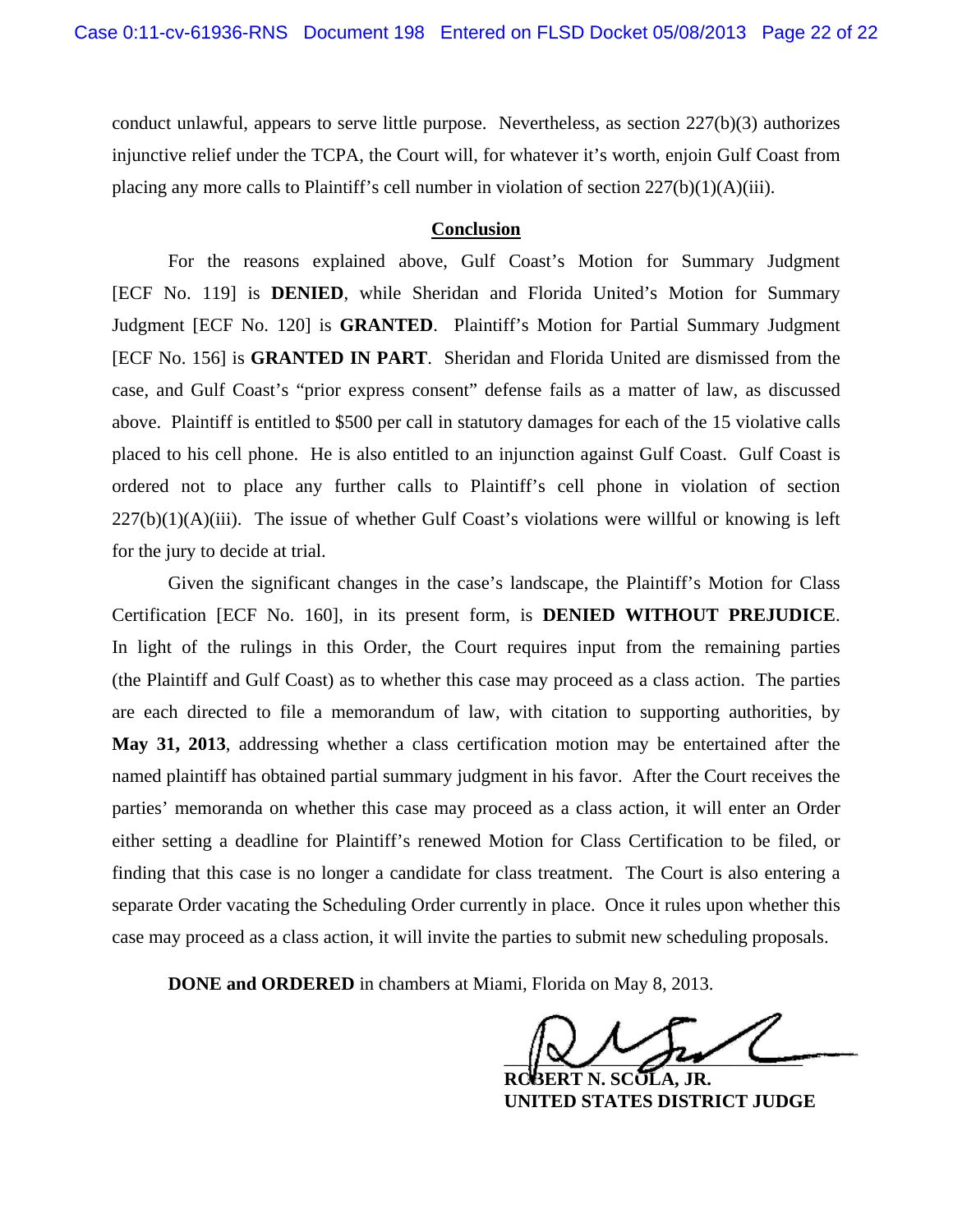conduct unlawful, appears to serve little purpose. Nevertheless, as section 227(b)(3) authorizes injunctive relief under the TCPA, the Court will, for whatever it's worth, enjoin Gulf Coast from placing any more calls to Plaintiff's cell number in violation of section 227(b)(1)(A)(iii).

## Conclusion

For the reasons explained above, Gulf Coast's Motion for Summary Judgment [ECF No. 119] is **DENIED**, while Sheridan and Florida United's Motion for Summary Judgment [ECF No. 120] is **GRANTED**. Plaintiff's Motion for Partial Summary Judgment [ECF No. 156] is **GRANTED IN PART**. Sheridan and Florida United are dismissed from the case, and Gulf Coast's "prior express consent" defense fails as a matter of law, as discussed above. Plaintiff is entitled to $500 per call in statutory damages for each of the 15 violative calls placed to his cell phone. He is also entitled to an injunction against Gulf Coast. Gulf Coast is ordered not to place any further calls to Plaintiff's cell phone in violation of section 227(b)(1)(A)(iii). The issue of whether Gulf Coast's violations were willful or knowing is left for the jury to decide at trial.

Given the significant changes in the case's landscape, the Plaintiff's Motion for Class Certification [ECF No. 160], in its present form, is **DENIED WITHOUT PREJUDICE**. In light of the rulings in this Order, the Court requires input from the remaining parties (the Plaintiff and Gulf Coast) as to whether this case may proceed as a class action. The parties are each directed to file a memorandum of law, with citation to supporting authorities, by **May 31, 2013**, addressing whether a class certification motion may be entertained after the named plaintiff has obtained partial summary judgment in his favor. After the Court receives the parties' memoranda on whether this case may proceed as a class action, it will enter an Order either setting a deadline for Plaintiff's renewed Motion for Class Certification to be filed, or finding that this case is no longer a candidate for class treatment. The Court is also entering a separate Order vacating the Scheduling Order currently in place. Once it rules upon whether this case may proceed as a class action, it will invite the parties to submit new scheduling proposals.

**DONE and ORDERED** in chambers at Miami, Florida on May 8, 2013.

**ROBERT N. SCOLA, JR.**
**UNITED STATES DISTRICT JUDGE**